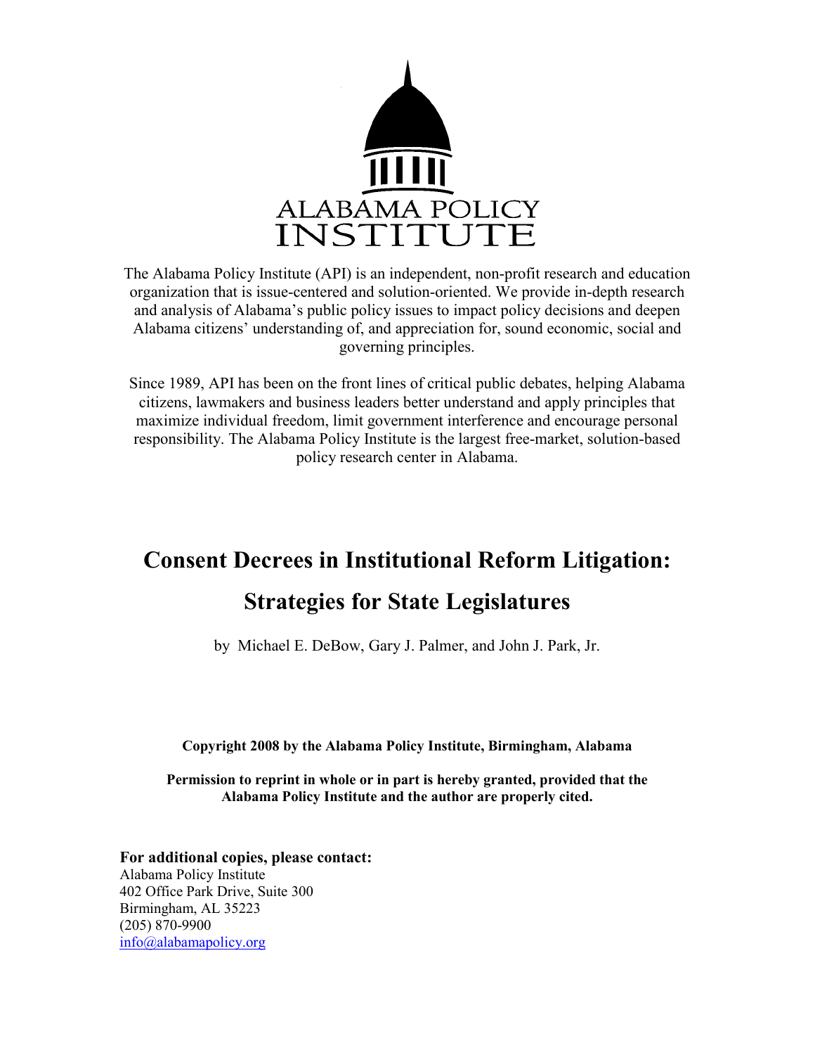ALABAMA POLICY INSTITUTE

The Alabama Policy Institute (API) is an independent, non-profit research and education organization that is issue-centered and solution-oriented. We provide in-depth research and analysis of Alabama's public policy issues to impact policy decisions and deepen Alabama citizens' understanding of, and appreciation for, sound economic, social and governing principles.

Since 1989, API has been on the front lines of critical public debates, helping Alabama citizens, lawmakers and business leaders better understand and apply principles that maximize individual freedom, limit government interference and encourage personal responsibility. The Alabama Policy Institute is the largest free-market, solution-based policy research center in Alabama.

# Consent Decrees in Institutional Reform Litigation: Strategies for State Legislatures

by Michael E. DeBow, Gary J. Palmer, and John J. Park, Jr.

**Copyright 2008 by the Alabama Policy Institute, Birmingham, Alabama**

**Permission to reprint in whole or in part is hereby granted, provided that the Alabama Policy Institute and the author are properly cited.**

**For additional copies, please contact:**
Alabama Policy Institute
402 Office Park Drive, Suite 300
Birmingham, AL 35223
(205) 870-9900
info@alabamapolicy.org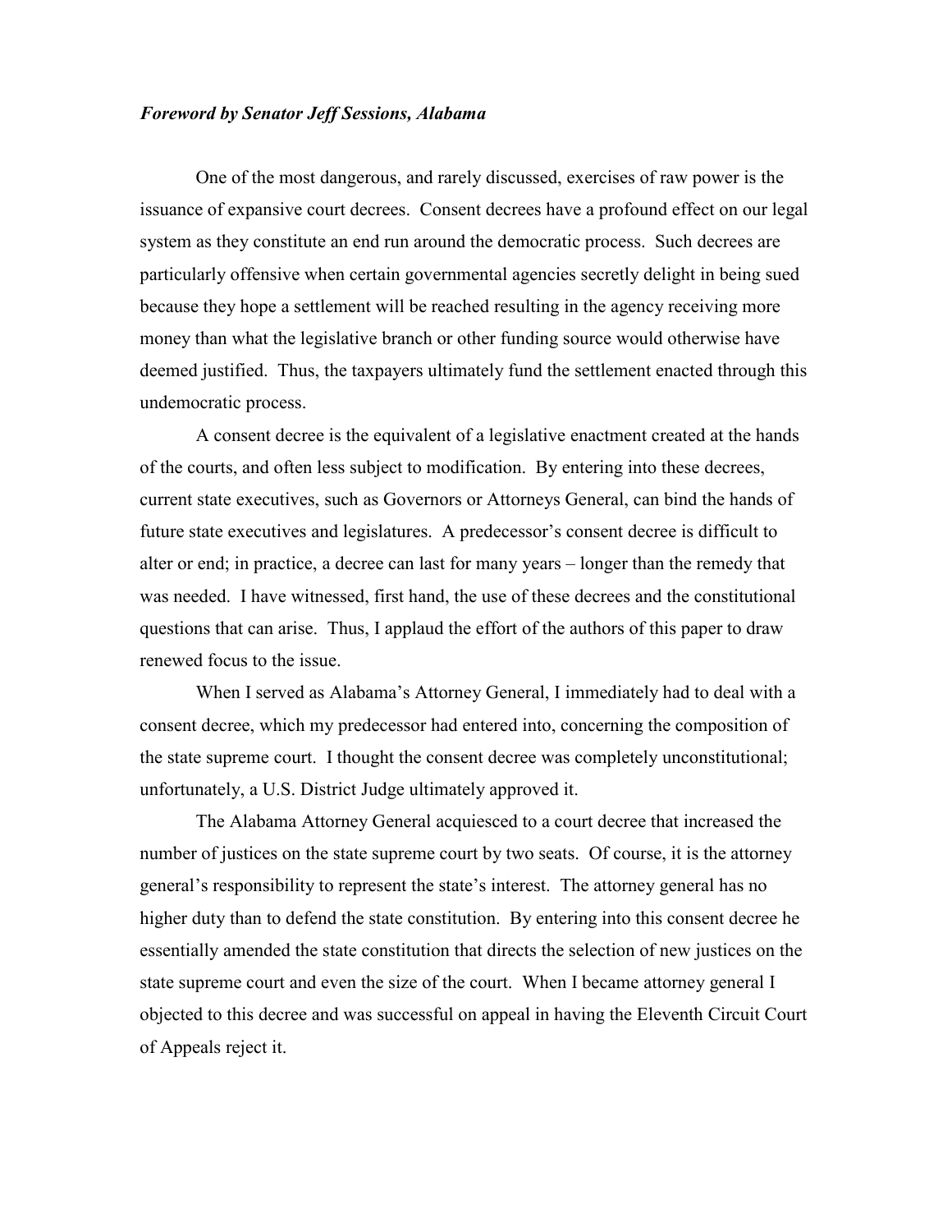***Foreword by Senator Jeff Sessions, Alabama***

One of the most dangerous, and rarely discussed, exercises of raw power is the issuance of expansive court decrees. Consent decrees have a profound effect on our legal system as they constitute an end run around the democratic process. Such decrees are particularly offensive when certain governmental agencies secretly delight in being sued because they hope a settlement will be reached resulting in the agency receiving more money than what the legislative branch or other funding source would otherwise have deemed justified. Thus, the taxpayers ultimately fund the settlement enacted through this undemocratic process.

A consent decree is the equivalent of a legislative enactment created at the hands of the courts, and often less subject to modification. By entering into these decrees, current state executives, such as Governors or Attorneys General, can bind the hands of future state executives and legislatures. A predecessor's consent decree is difficult to alter or end; in practice, a decree can last for many years – longer than the remedy that was needed. I have witnessed, first hand, the use of these decrees and the constitutional questions that can arise. Thus, I applaud the effort of the authors of this paper to draw renewed focus to the issue.

When I served as Alabama's Attorney General, I immediately had to deal with a consent decree, which my predecessor had entered into, concerning the composition of the state supreme court. I thought the consent decree was completely unconstitutional; unfortunately, a U.S. District Judge ultimately approved it.

The Alabama Attorney General acquiesced to a court decree that increased the number of justices on the state supreme court by two seats. Of course, it is the attorney general's responsibility to represent the state's interest. The attorney general has no higher duty than to defend the state constitution. By entering into this consent decree he essentially amended the state constitution that directs the selection of new justices on the state supreme court and even the size of the court. When I became attorney general I objected to this decree and was successful on appeal in having the Eleventh Circuit Court of Appeals reject it.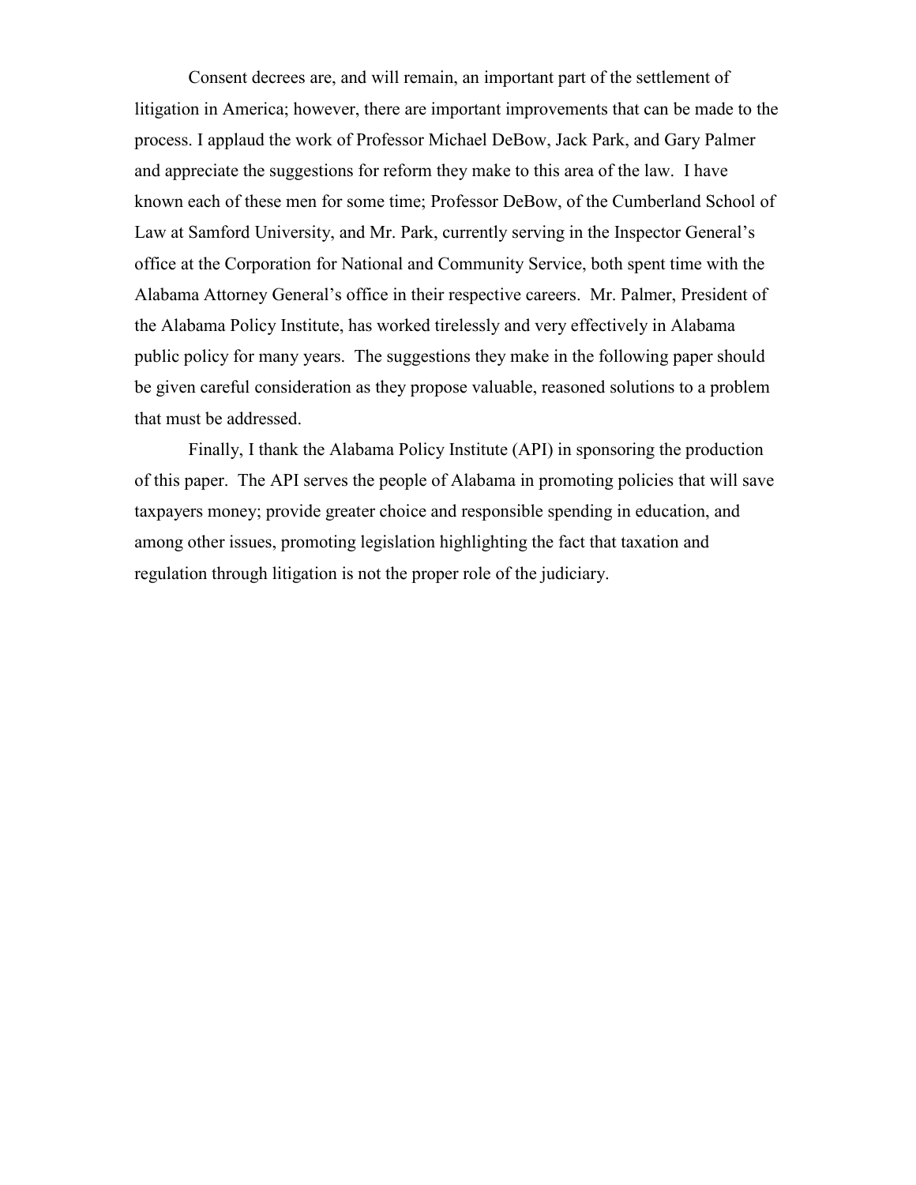Consent decrees are, and will remain, an important part of the settlement of litigation in America; however, there are important improvements that can be made to the process. I applaud the work of Professor Michael DeBow, Jack Park, and Gary Palmer and appreciate the suggestions for reform they make to this area of the law. I have known each of these men for some time; Professor DeBow, of the Cumberland School of Law at Samford University, and Mr. Park, currently serving in the Inspector General's office at the Corporation for National and Community Service, both spent time with the Alabama Attorney General's office in their respective careers. Mr. Palmer, President of the Alabama Policy Institute, has worked tirelessly and very effectively in Alabama public policy for many years. The suggestions they make in the following paper should be given careful consideration as they propose valuable, reasoned solutions to a problem that must be addressed.

Finally, I thank the Alabama Policy Institute (API) in sponsoring the production of this paper. The API serves the people of Alabama in promoting policies that will save taxpayers money; provide greater choice and responsible spending in education, and among other issues, promoting legislation highlighting the fact that taxation and regulation through litigation is not the proper role of the judiciary.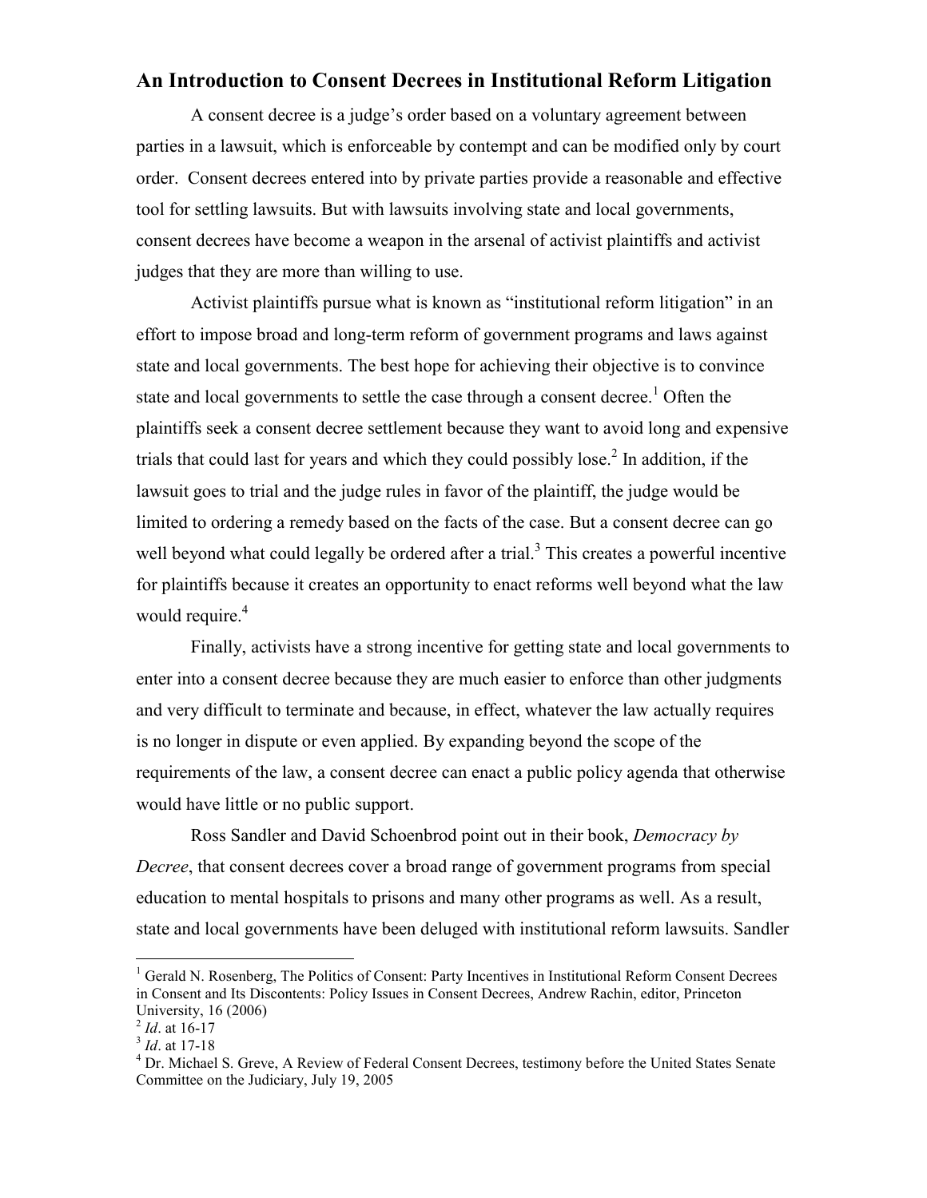## An Introduction to Consent Decrees in Institutional Reform Litigation

A consent decree is a judge's order based on a voluntary agreement between parties in a lawsuit, which is enforceable by contempt and can be modified only by court order. Consent decrees entered into by private parties provide a reasonable and effective tool for settling lawsuits. But with lawsuits involving state and local governments, consent decrees have become a weapon in the arsenal of activist plaintiffs and activist judges that they are more than willing to use.

Activist plaintiffs pursue what is known as "institutional reform litigation" in an effort to impose broad and long-term reform of government programs and laws against state and local governments. The best hope for achieving their objective is to convince state and local governments to settle the case through a consent decree.[1] Often the plaintiffs seek a consent decree settlement because they want to avoid long and expensive trials that could last for years and which they could possibly lose.[2] In addition, if the lawsuit goes to trial and the judge rules in favor of the plaintiff, the judge would be limited to ordering a remedy based on the facts of the case. But a consent decree can go well beyond what could legally be ordered after a trial.[3] This creates a powerful incentive for plaintiffs because it creates an opportunity to enact reforms well beyond what the law would require.[4]

Finally, activists have a strong incentive for getting state and local governments to enter into a consent decree because they are much easier to enforce than other judgments and very difficult to terminate and because, in effect, whatever the law actually requires is no longer in dispute or even applied. By expanding beyond the scope of the requirements of the law, a consent decree can enact a public policy agenda that otherwise would have little or no public support.

Ross Sandler and David Schoenbrod point out in their book, *Democracy by Decree*, that consent decrees cover a broad range of government programs from special education to mental hospitals to prisons and many other programs as well. As a result, state and local governments have been deluged with institutional reform lawsuits. Sandler

---

[1] Gerald N. Rosenberg, The Politics of Consent: Party Incentives in Institutional Reform Consent Decrees in Consent and Its Discontents: Policy Issues in Consent Decrees, Andrew Rachin, editor, Princeton University, 16 (2006)

[2] *Id*. at 16-17

[3] *Id*. at 17-18

[4] Dr. Michael S. Greve, A Review of Federal Consent Decrees, testimony before the United States Senate Committee on the Judiciary, July 19, 2005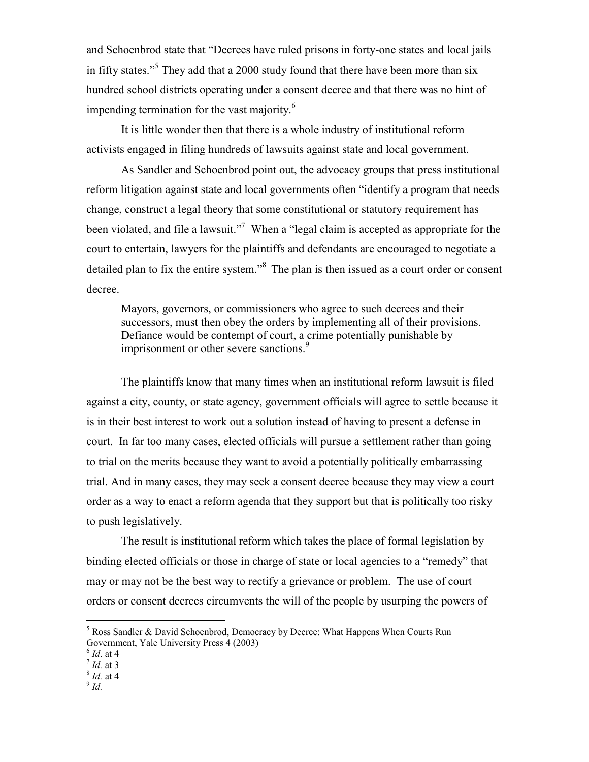and Schoenbrod state that "Decrees have ruled prisons in forty-one states and local jails in fifty states."[5] They add that a 2000 study found that there have been more than six hundred school districts operating under a consent decree and that there was no hint of impending termination for the vast majority.[6]

It is little wonder then that there is a whole industry of institutional reform activists engaged in filing hundreds of lawsuits against state and local government.

As Sandler and Schoenbrod point out, the advocacy groups that press institutional reform litigation against state and local governments often "identify a program that needs change, construct a legal theory that some constitutional or statutory requirement has been violated, and file a lawsuit."[7] When a "legal claim is accepted as appropriate for the court to entertain, lawyers for the plaintiffs and defendants are encouraged to negotiate a detailed plan to fix the entire system."[8] The plan is then issued as a court order or consent decree.

> Mayors, governors, or commissioners who agree to such decrees and their successors, must then obey the orders by implementing all of their provisions. Defiance would be contempt of court, a crime potentially punishable by imprisonment or other severe sanctions.[9]

The plaintiffs know that many times when an institutional reform lawsuit is filed against a city, county, or state agency, government officials will agree to settle because it is in their best interest to work out a solution instead of having to present a defense in court. In far too many cases, elected officials will pursue a settlement rather than going to trial on the merits because they want to avoid a potentially politically embarrassing trial. And in many cases, they may seek a consent decree because they may view a court order as a way to enact a reform agenda that they support but that is politically too risky to push legislatively.

The result is institutional reform which takes the place of formal legislation by binding elected officials or those in charge of state or local agencies to a "remedy" that may or may not be the best way to rectify a grievance or problem. The use of court orders or consent decrees circumvents the will of the people by usurping the powers of

---

[5] Ross Sandler & David Schoenbrod, Democracy by Decree: What Happens When Courts Run Government, Yale University Press 4 (2003)

[6] *Id*. at 4

[7] *Id.* at 3

[8] *Id.* at 4

[9] *Id.*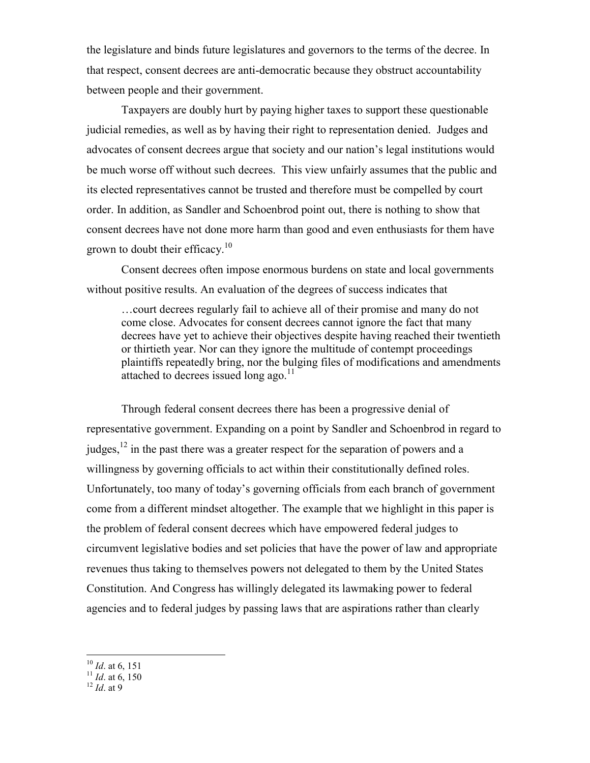the legislature and binds future legislatures and governors to the terms of the decree. In that respect, consent decrees are anti-democratic because they obstruct accountability between people and their government.

Taxpayers are doubly hurt by paying higher taxes to support these questionable judicial remedies, as well as by having their right to representation denied. Judges and advocates of consent decrees argue that society and our nation's legal institutions would be much worse off without such decrees. This view unfairly assumes that the public and its elected representatives cannot be trusted and therefore must be compelled by court order. In addition, as Sandler and Schoenbrod point out, there is nothing to show that consent decrees have not done more harm than good and even enthusiasts for them have grown to doubt their efficacy.[10]

Consent decrees often impose enormous burdens on state and local governments without positive results. An evaluation of the degrees of success indicates that

> …court decrees regularly fail to achieve all of their promise and many do not come close. Advocates for consent decrees cannot ignore the fact that many decrees have yet to achieve their objectives despite having reached their twentieth or thirtieth year. Nor can they ignore the multitude of contempt proceedings plaintiffs repeatedly bring, nor the bulging files of modifications and amendments attached to decrees issued long ago.[11]

Through federal consent decrees there has been a progressive denial of representative government. Expanding on a point by Sandler and Schoenbrod in regard to judges,[12] in the past there was a greater respect for the separation of powers and a willingness by governing officials to act within their constitutionally defined roles. Unfortunately, too many of today's governing officials from each branch of government come from a different mindset altogether. The example that we highlight in this paper is the problem of federal consent decrees which have empowered federal judges to circumvent legislative bodies and set policies that have the power of law and appropriate revenues thus taking to themselves powers not delegated to them by the United States Constitution. And Congress has willingly delegated its lawmaking power to federal agencies and to federal judges by passing laws that are aspirations rather than clearly

---

[10] *Id*. at 6, 151
[11] *Id*. at 6, 150
[12] *Id*. at 9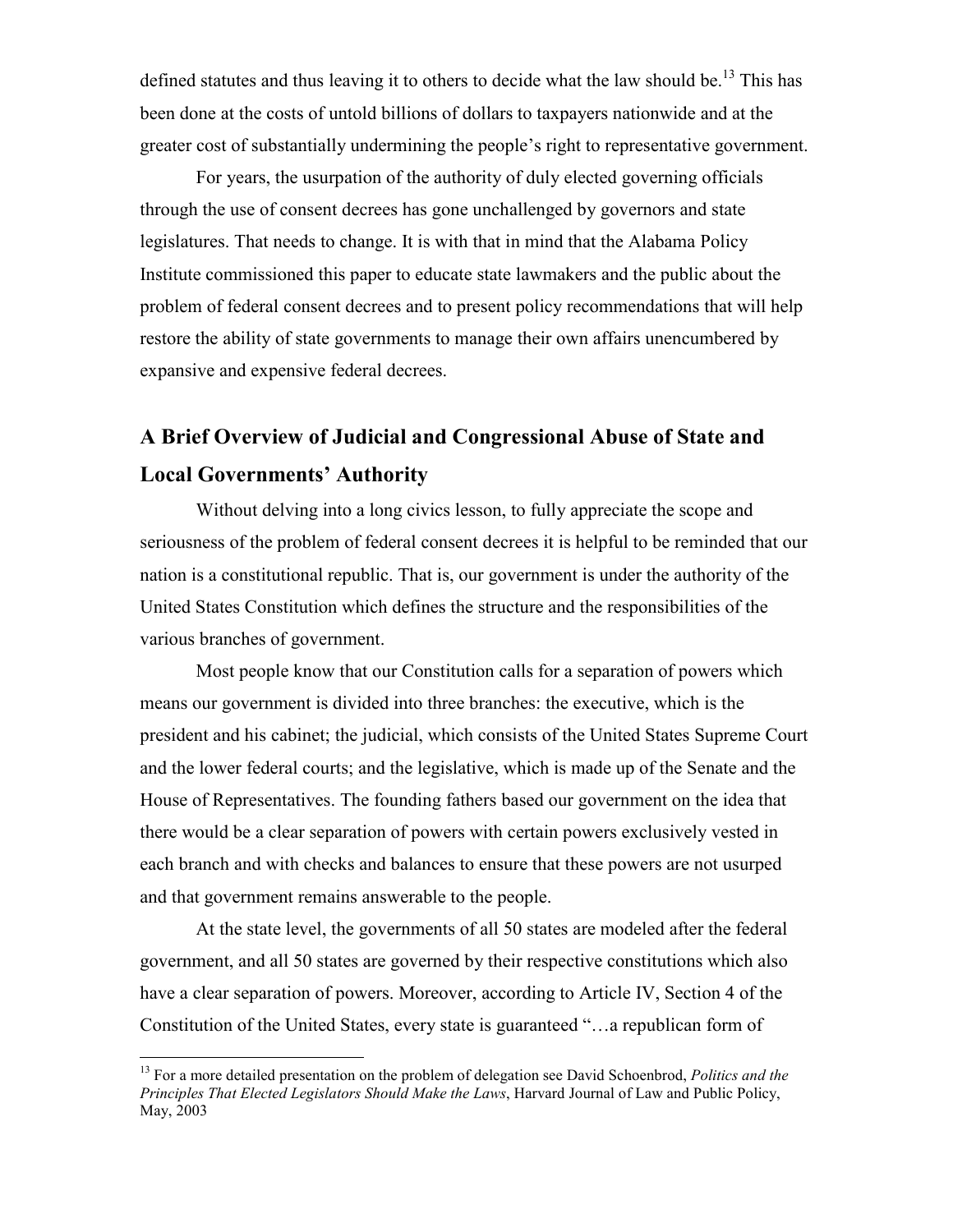defined statutes and thus leaving it to others to decide what the law should be.[13] This has been done at the costs of untold billions of dollars to taxpayers nationwide and at the greater cost of substantially undermining the people's right to representative government.

For years, the usurpation of the authority of duly elected governing officials through the use of consent decrees has gone unchallenged by governors and state legislatures. That needs to change. It is with that in mind that the Alabama Policy Institute commissioned this paper to educate state lawmakers and the public about the problem of federal consent decrees and to present policy recommendations that will help restore the ability of state governments to manage their own affairs unencumbered by expansive and expensive federal decrees.

## A Brief Overview of Judicial and Congressional Abuse of State and Local Governments' Authority

Without delving into a long civics lesson, to fully appreciate the scope and seriousness of the problem of federal consent decrees it is helpful to be reminded that our nation is a constitutional republic. That is, our government is under the authority of the United States Constitution which defines the structure and the responsibilities of the various branches of government.

Most people know that our Constitution calls for a separation of powers which means our government is divided into three branches: the executive, which is the president and his cabinet; the judicial, which consists of the United States Supreme Court and the lower federal courts; and the legislative, which is made up of the Senate and the House of Representatives. The founding fathers based our government on the idea that there would be a clear separation of powers with certain powers exclusively vested in each branch and with checks and balances to ensure that these powers are not usurped and that government remains answerable to the people.

At the state level, the governments of all 50 states are modeled after the federal government, and all 50 states are governed by their respective constitutions which also have a clear separation of powers. Moreover, according to Article IV, Section 4 of the Constitution of the United States, every state is guaranteed "…a republican form of

---

[13] For a more detailed presentation on the problem of delegation see David Schoenbrod, *Politics and the Principles That Elected Legislators Should Make the Laws*, Harvard Journal of Law and Public Policy, May, 2003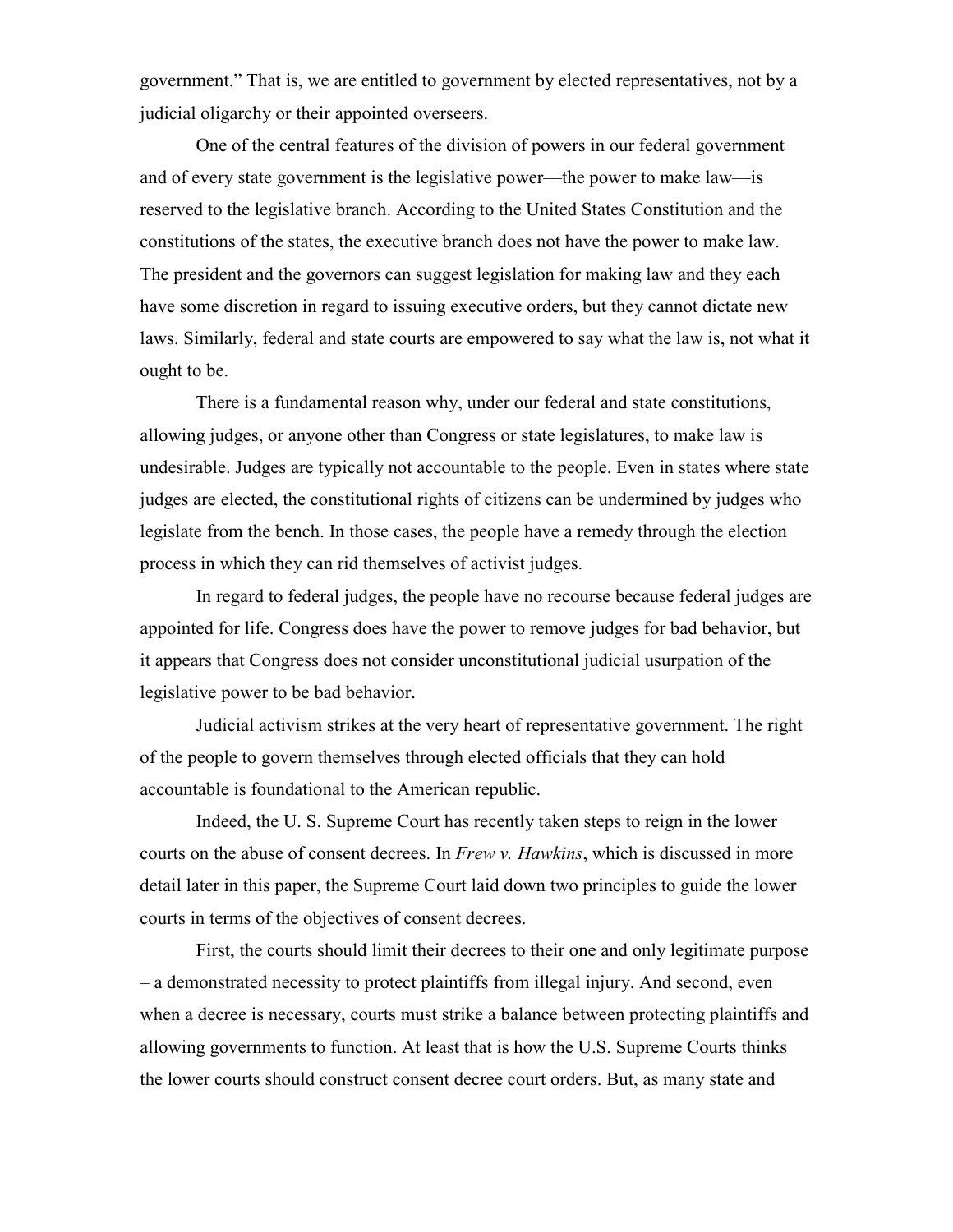government." That is, we are entitled to government by elected representatives, not by a judicial oligarchy or their appointed overseers.

One of the central features of the division of powers in our federal government and of every state government is the legislative power—the power to make law—is reserved to the legislative branch. According to the United States Constitution and the constitutions of the states, the executive branch does not have the power to make law. The president and the governors can suggest legislation for making law and they each have some discretion in regard to issuing executive orders, but they cannot dictate new laws. Similarly, federal and state courts are empowered to say what the law is, not what it ought to be.

There is a fundamental reason why, under our federal and state constitutions, allowing judges, or anyone other than Congress or state legislatures, to make law is undesirable. Judges are typically not accountable to the people. Even in states where state judges are elected, the constitutional rights of citizens can be undermined by judges who legislate from the bench. In those cases, the people have a remedy through the election process in which they can rid themselves of activist judges.

In regard to federal judges, the people have no recourse because federal judges are appointed for life. Congress does have the power to remove judges for bad behavior, but it appears that Congress does not consider unconstitutional judicial usurpation of the legislative power to be bad behavior.

Judicial activism strikes at the very heart of representative government. The right of the people to govern themselves through elected officials that they can hold accountable is foundational to the American republic.

Indeed, the U. S. Supreme Court has recently taken steps to reign in the lower courts on the abuse of consent decrees. In *Frew v. Hawkins*, which is discussed in more detail later in this paper, the Supreme Court laid down two principles to guide the lower courts in terms of the objectives of consent decrees.

First, the courts should limit their decrees to their one and only legitimate purpose – a demonstrated necessity to protect plaintiffs from illegal injury. And second, even when a decree is necessary, courts must strike a balance between protecting plaintiffs and allowing governments to function. At least that is how the U.S. Supreme Courts thinks the lower courts should construct consent decree court orders. But, as many state and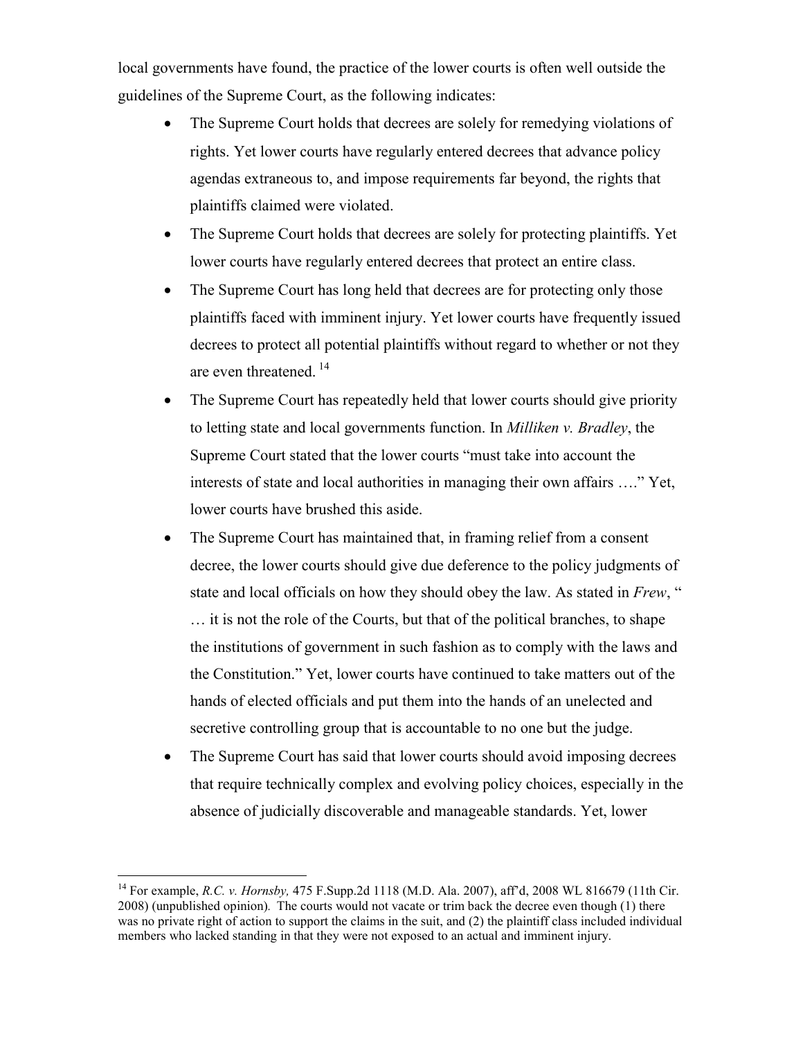local governments have found, the practice of the lower courts is often well outside the guidelines of the Supreme Court, as the following indicates:

- The Supreme Court holds that decrees are solely for remedying violations of rights. Yet lower courts have regularly entered decrees that advance policy agendas extraneous to, and impose requirements far beyond, the rights that plaintiffs claimed were violated.
- The Supreme Court holds that decrees are solely for protecting plaintiffs. Yet lower courts have regularly entered decrees that protect an entire class.
- The Supreme Court has long held that decrees are for protecting only those plaintiffs faced with imminent injury. Yet lower courts have frequently issued decrees to protect all potential plaintiffs without regard to whether or not they are even threatened. [14]
- The Supreme Court has repeatedly held that lower courts should give priority to letting state and local governments function. In *Milliken v. Bradley*, the Supreme Court stated that the lower courts "must take into account the interests of state and local authorities in managing their own affairs …." Yet, lower courts have brushed this aside.
- The Supreme Court has maintained that, in framing relief from a consent decree, the lower courts should give due deference to the policy judgments of state and local officials on how they should obey the law. As stated in *Frew*, " … it is not the role of the Courts, but that of the political branches, to shape the institutions of government in such fashion as to comply with the laws and the Constitution." Yet, lower courts have continued to take matters out of the hands of elected officials and put them into the hands of an unelected and secretive controlling group that is accountable to no one but the judge.
- The Supreme Court has said that lower courts should avoid imposing decrees that require technically complex and evolving policy choices, especially in the absence of judicially discoverable and manageable standards. Yet, lower

[14] For example, *R.C. v. Hornsby,* 475 F.Supp.2d 1118 (M.D. Ala. 2007), aff'd, 2008 WL 816679 (11th Cir. 2008) (unpublished opinion). The courts would not vacate or trim back the decree even though (1) there was no private right of action to support the claims in the suit, and (2) the plaintiff class included individual members who lacked standing in that they were not exposed to an actual and imminent injury.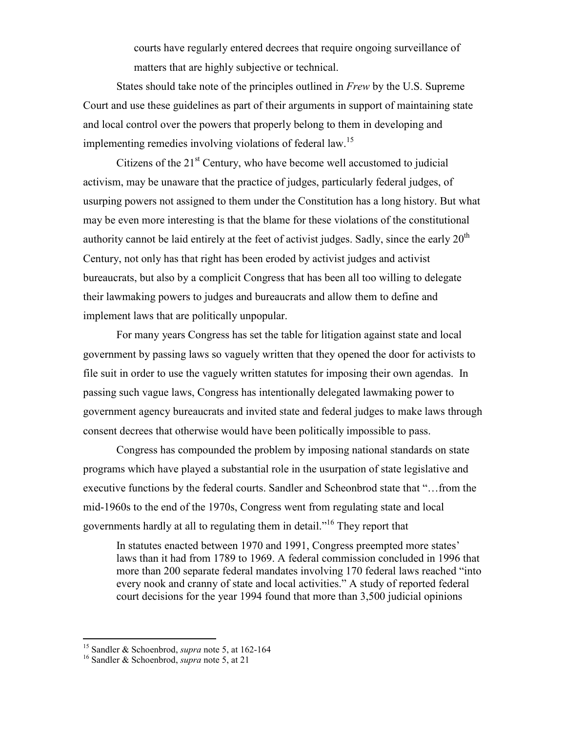> courts have regularly entered decrees that require ongoing surveillance of matters that are highly subjective or technical.

States should take note of the principles outlined in *Frew* by the U.S. Supreme Court and use these guidelines as part of their arguments in support of maintaining state and local control over the powers that properly belong to them in developing and implementing remedies involving violations of federal law.[15]

Citizens of the 21st Century, who have become well accustomed to judicial activism, may be unaware that the practice of judges, particularly federal judges, of usurping powers not assigned to them under the Constitution has a long history. But what may be even more interesting is that the blame for these violations of the constitutional authority cannot be laid entirely at the feet of activist judges. Sadly, since the early 20th Century, not only has that right has been eroded by activist judges and activist bureaucrats, but also by a complicit Congress that has been all too willing to delegate their lawmaking powers to judges and bureaucrats and allow them to define and implement laws that are politically unpopular.

For many years Congress has set the table for litigation against state and local government by passing laws so vaguely written that they opened the door for activists to file suit in order to use the vaguely written statutes for imposing their own agendas. In passing such vague laws, Congress has intentionally delegated lawmaking power to government agency bureaucrats and invited state and federal judges to make laws through consent decrees that otherwise would have been politically impossible to pass.

Congress has compounded the problem by imposing national standards on state programs which have played a substantial role in the usurpation of state legislative and executive functions by the federal courts. Sandler and Scheonbrod state that "…from the mid-1960s to the end of the 1970s, Congress went from regulating state and local governments hardly at all to regulating them in detail."[16] They report that

> In statutes enacted between 1970 and 1991, Congress preempted more states' laws than it had from 1789 to 1969. A federal commission concluded in 1996 that more than 200 separate federal mandates involving 170 federal laws reached "into every nook and cranny of state and local activities." A study of reported federal court decisions for the year 1994 found that more than 3,500 judicial opinions

---

[15] Sandler & Schoenbrod, *supra* note 5, at 162-164

[16] Sandler & Schoenbrod, *supra* note 5, at 21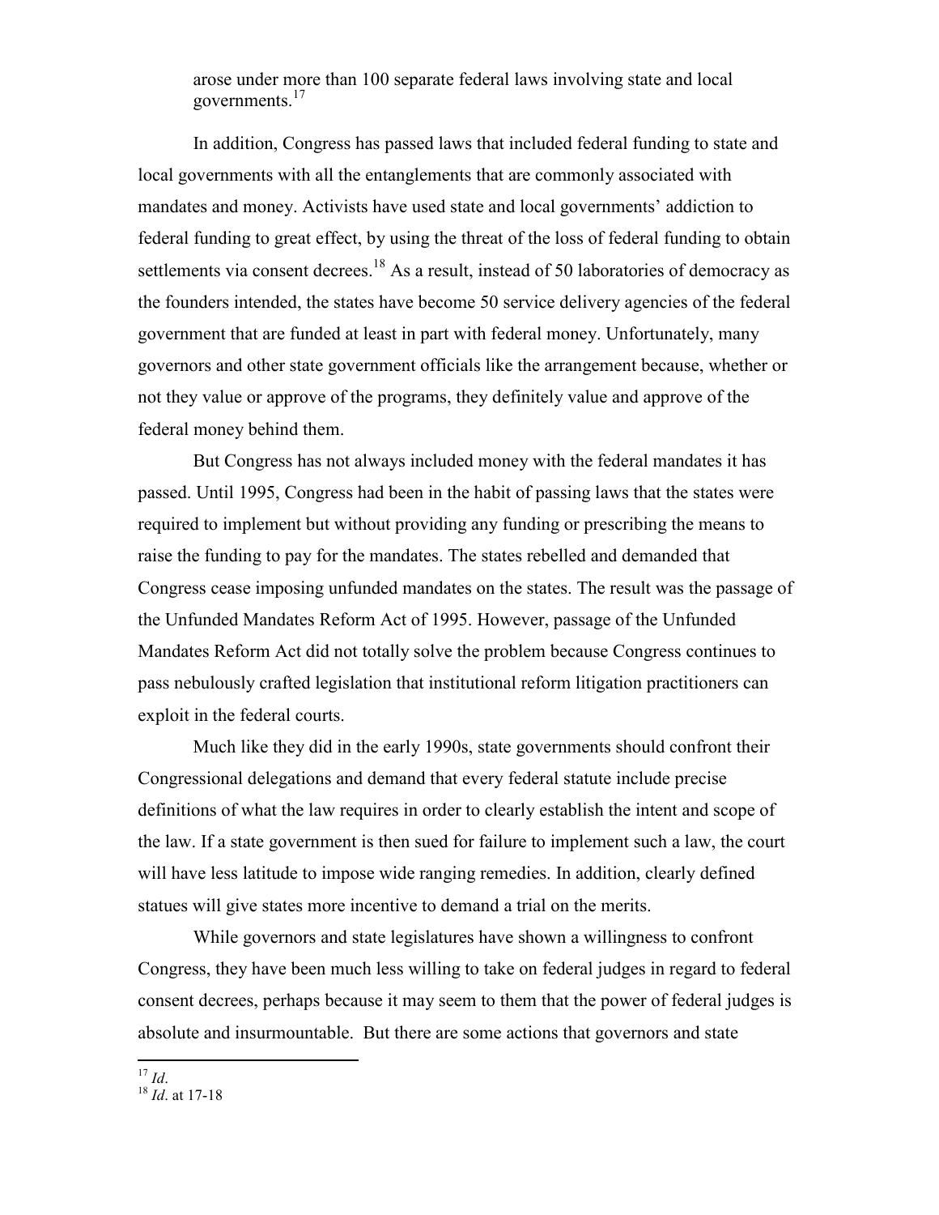arose under more than 100 separate federal laws involving state and local governments.[17]

In addition, Congress has passed laws that included federal funding to state and local governments with all the entanglements that are commonly associated with mandates and money. Activists have used state and local governments' addiction to federal funding to great effect, by using the threat of the loss of federal funding to obtain settlements via consent decrees.[18] As a result, instead of 50 laboratories of democracy as the founders intended, the states have become 50 service delivery agencies of the federal government that are funded at least in part with federal money. Unfortunately, many governors and other state government officials like the arrangement because, whether or not they value or approve of the programs, they definitely value and approve of the federal money behind them.

But Congress has not always included money with the federal mandates it has passed. Until 1995, Congress had been in the habit of passing laws that the states were required to implement but without providing any funding or prescribing the means to raise the funding to pay for the mandates. The states rebelled and demanded that Congress cease imposing unfunded mandates on the states. The result was the passage of the Unfunded Mandates Reform Act of 1995. However, passage of the Unfunded Mandates Reform Act did not totally solve the problem because Congress continues to pass nebulously crafted legislation that institutional reform litigation practitioners can exploit in the federal courts.

Much like they did in the early 1990s, state governments should confront their Congressional delegations and demand that every federal statute include precise definitions of what the law requires in order to clearly establish the intent and scope of the law. If a state government is then sued for failure to implement such a law, the court will have less latitude to impose wide ranging remedies. In addition, clearly defined statues will give states more incentive to demand a trial on the merits.

While governors and state legislatures have shown a willingness to confront Congress, they have been much less willing to take on federal judges in regard to federal consent decrees, perhaps because it may seem to them that the power of federal judges is absolute and insurmountable. But there are some actions that governors and state

---

[17] *Id*.

[18] *Id*. at 17-18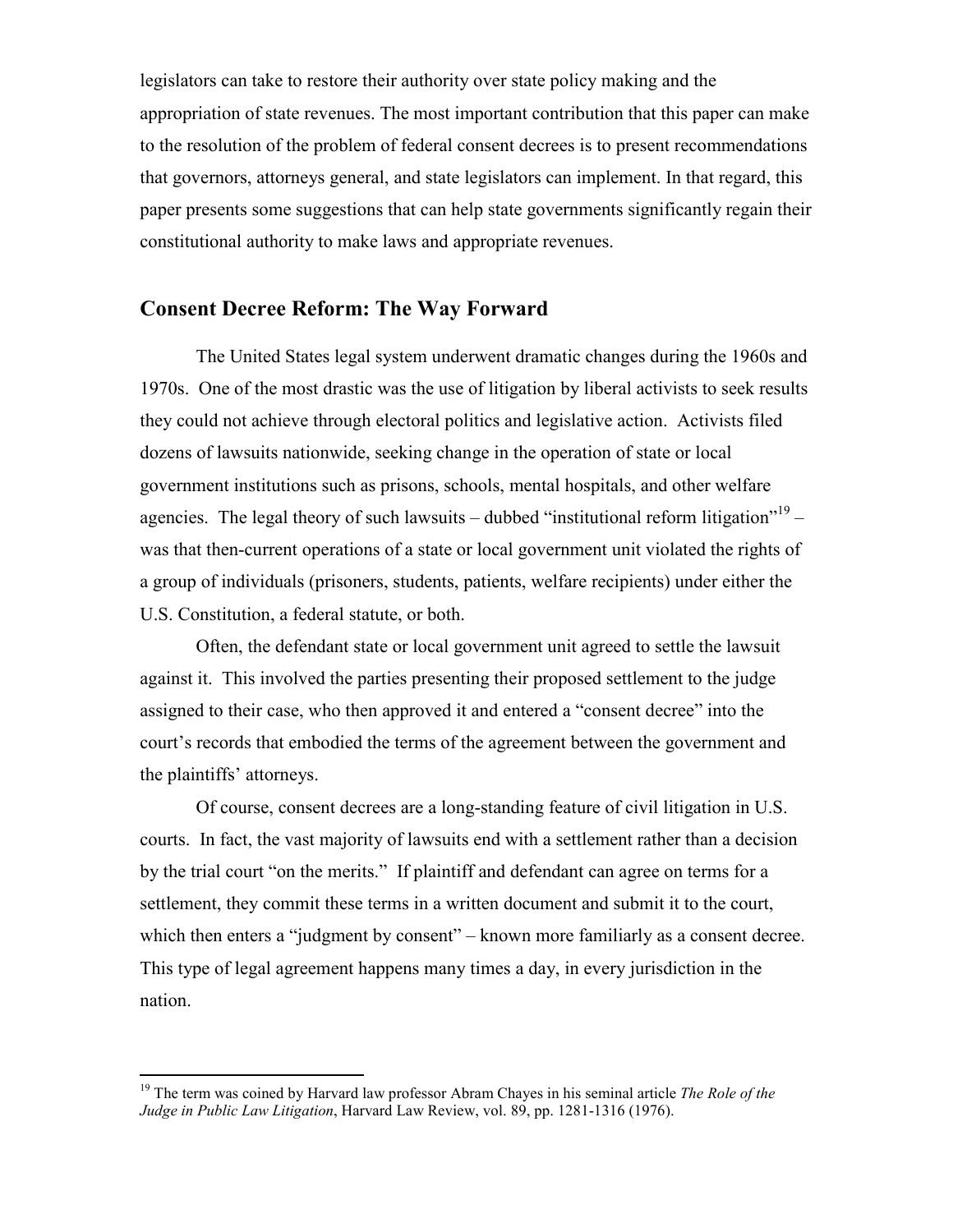legislators can take to restore their authority over state policy making and the appropriation of state revenues. The most important contribution that this paper can make to the resolution of the problem of federal consent decrees is to present recommendations that governors, attorneys general, and state legislators can implement. In that regard, this paper presents some suggestions that can help state governments significantly regain their constitutional authority to make laws and appropriate revenues.

## Consent Decree Reform: The Way Forward

The United States legal system underwent dramatic changes during the 1960s and 1970s. One of the most drastic was the use of litigation by liberal activists to seek results they could not achieve through electoral politics and legislative action. Activists filed dozens of lawsuits nationwide, seeking change in the operation of state or local government institutions such as prisons, schools, mental hospitals, and other welfare agencies. The legal theory of such lawsuits – dubbed "institutional reform litigation"[19] – was that then-current operations of a state or local government unit violated the rights of a group of individuals (prisoners, students, patients, welfare recipients) under either the U.S. Constitution, a federal statute, or both.

Often, the defendant state or local government unit agreed to settle the lawsuit against it. This involved the parties presenting their proposed settlement to the judge assigned to their case, who then approved it and entered a "consent decree" into the court's records that embodied the terms of the agreement between the government and the plaintiffs' attorneys.

Of course, consent decrees are a long-standing feature of civil litigation in U.S. courts. In fact, the vast majority of lawsuits end with a settlement rather than a decision by the trial court "on the merits." If plaintiff and defendant can agree on terms for a settlement, they commit these terms in a written document and submit it to the court, which then enters a "judgment by consent" – known more familiarly as a consent decree. This type of legal agreement happens many times a day, in every jurisdiction in the nation.

---

[19] The term was coined by Harvard law professor Abram Chayes in his seminal article *The Role of the Judge in Public Law Litigation*, Harvard Law Review, vol. 89, pp. 1281-1316 (1976).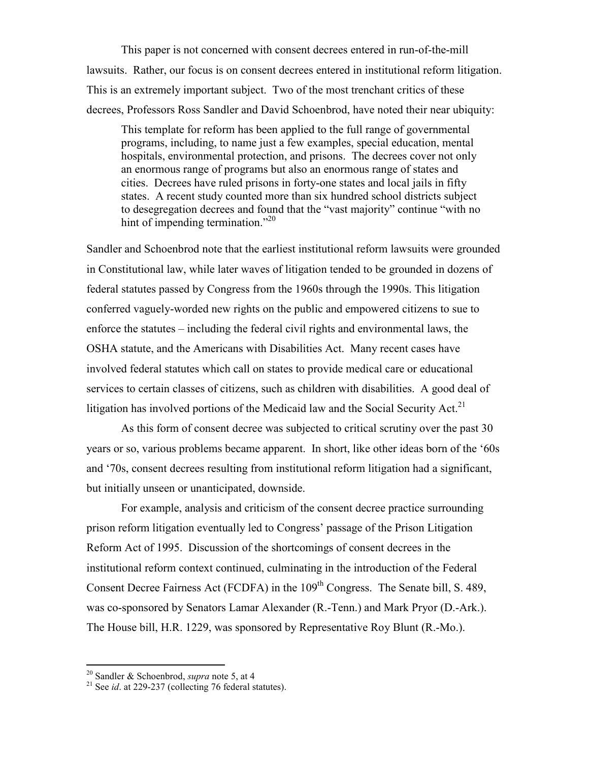This paper is not concerned with consent decrees entered in run-of-the-mill lawsuits. Rather, our focus is on consent decrees entered in institutional reform litigation. This is an extremely important subject. Two of the most trenchant critics of these decrees, Professors Ross Sandler and David Schoenbrod, have noted their near ubiquity:

> This template for reform has been applied to the full range of governmental programs, including, to name just a few examples, special education, mental hospitals, environmental protection, and prisons. The decrees cover not only an enormous range of programs but also an enormous range of states and cities. Decrees have ruled prisons in forty-one states and local jails in fifty states. A recent study counted more than six hundred school districts subject to desegregation decrees and found that the "vast majority" continue "with no hint of impending termination."[20]

Sandler and Schoenbrod note that the earliest institutional reform lawsuits were grounded in Constitutional law, while later waves of litigation tended to be grounded in dozens of federal statutes passed by Congress from the 1960s through the 1990s. This litigation conferred vaguely-worded new rights on the public and empowered citizens to sue to enforce the statutes – including the federal civil rights and environmental laws, the OSHA statute, and the Americans with Disabilities Act. Many recent cases have involved federal statutes which call on states to provide medical care or educational services to certain classes of citizens, such as children with disabilities. A good deal of litigation has involved portions of the Medicaid law and the Social Security Act.[21]

As this form of consent decree was subjected to critical scrutiny over the past 30 years or so, various problems became apparent. In short, like other ideas born of the '60s and '70s, consent decrees resulting from institutional reform litigation had a significant, but initially unseen or unanticipated, downside.

For example, analysis and criticism of the consent decree practice surrounding prison reform litigation eventually led to Congress' passage of the Prison Litigation Reform Act of 1995. Discussion of the shortcomings of consent decrees in the institutional reform context continued, culminating in the introduction of the Federal Consent Decree Fairness Act (FCDFA) in the 109th Congress. The Senate bill, S. 489, was co-sponsored by Senators Lamar Alexander (R.-Tenn.) and Mark Pryor (D.-Ark.). The House bill, H.R. 1229, was sponsored by Representative Roy Blunt (R.-Mo.).

---

[20] Sandler & Schoenbrod, *supra* note 5, at 4

[21] See *id*. at 229-237 (collecting 76 federal statutes).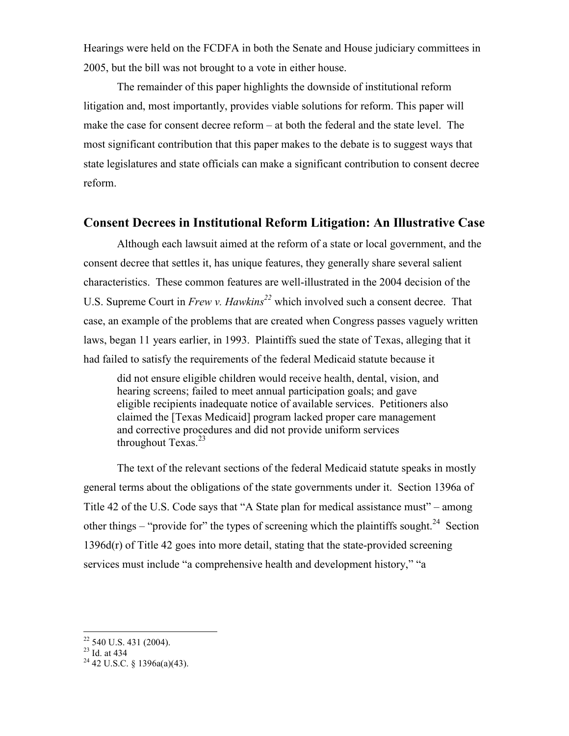Hearings were held on the FCDFA in both the Senate and House judiciary committees in 2005, but the bill was not brought to a vote in either house.

The remainder of this paper highlights the downside of institutional reform litigation and, most importantly, provides viable solutions for reform. This paper will make the case for consent decree reform – at both the federal and the state level. The most significant contribution that this paper makes to the debate is to suggest ways that state legislatures and state officials can make a significant contribution to consent decree reform.

## Consent Decrees in Institutional Reform Litigation: An Illustrative Case

Although each lawsuit aimed at the reform of a state or local government, and the consent decree that settles it, has unique features, they generally share several salient characteristics. These common features are well-illustrated in the 2004 decision of the U.S. Supreme Court in *Frew v. Hawkins*[22] which involved such a consent decree. That case, an example of the problems that are created when Congress passes vaguely written laws, began 11 years earlier, in 1993. Plaintiffs sued the state of Texas, alleging that it had failed to satisfy the requirements of the federal Medicaid statute because it

> did not ensure eligible children would receive health, dental, vision, and hearing screens; failed to meet annual participation goals; and gave eligible recipients inadequate notice of available services. Petitioners also claimed the [Texas Medicaid] program lacked proper care management and corrective procedures and did not provide uniform services throughout Texas.[23]

The text of the relevant sections of the federal Medicaid statute speaks in mostly general terms about the obligations of the state governments under it. Section 1396a of Title 42 of the U.S. Code says that "A State plan for medical assistance must" – among other things – "provide for" the types of screening which the plaintiffs sought.[24] Section 1396d(r) of Title 42 goes into more detail, stating that the state-provided screening services must include "a comprehensive health and development history," "a

---

[22] 540 U.S. 431 (2004).

[23] Id. at 434

[24] 42 U.S.C. § 1396a(a)(43).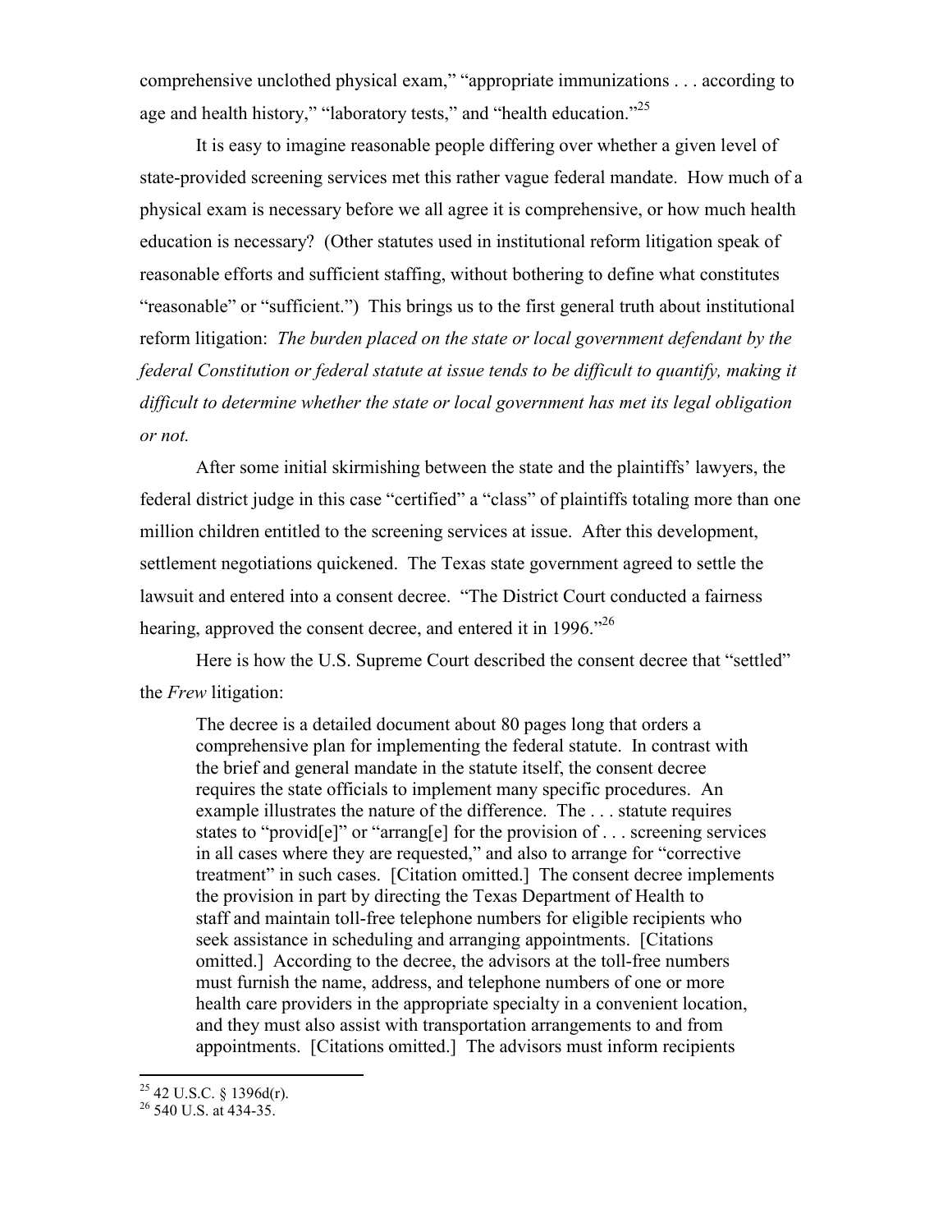comprehensive unclothed physical exam," "appropriate immunizations . . . according to age and health history," "laboratory tests," and "health education."[25]

It is easy to imagine reasonable people differing over whether a given level of state-provided screening services met this rather vague federal mandate. How much of a physical exam is necessary before we all agree it is comprehensive, or how much health education is necessary? (Other statutes used in institutional reform litigation speak of reasonable efforts and sufficient staffing, without bothering to define what constitutes "reasonable" or "sufficient.") This brings us to the first general truth about institutional reform litigation: *The burden placed on the state or local government defendant by the federal Constitution or federal statute at issue tends to be difficult to quantify, making it difficult to determine whether the state or local government has met its legal obligation or not.*

After some initial skirmishing between the state and the plaintiffs' lawyers, the federal district judge in this case "certified" a "class" of plaintiffs totaling more than one million children entitled to the screening services at issue. After this development, settlement negotiations quickened. The Texas state government agreed to settle the lawsuit and entered into a consent decree. "The District Court conducted a fairness hearing, approved the consent decree, and entered it in 1996."[26]

Here is how the U.S. Supreme Court described the consent decree that "settled" the *Frew* litigation:

> The decree is a detailed document about 80 pages long that orders a comprehensive plan for implementing the federal statute. In contrast with the brief and general mandate in the statute itself, the consent decree requires the state officials to implement many specific procedures. An example illustrates the nature of the difference. The . . . statute requires states to "provid[e]" or "arrang[e] for the provision of . . . screening services in all cases where they are requested," and also to arrange for "corrective treatment" in such cases. [Citation omitted.] The consent decree implements the provision in part by directing the Texas Department of Health to staff and maintain toll-free telephone numbers for eligible recipients who seek assistance in scheduling and arranging appointments. [Citations omitted.] According to the decree, the advisors at the toll-free numbers must furnish the name, address, and telephone numbers of one or more health care providers in the appropriate specialty in a convenient location, and they must also assist with transportation arrangements to and from appointments. [Citations omitted.] The advisors must inform recipients

[25] 42 U.S.C. § 1396d(r).

[26] 540 U.S. at 434-35.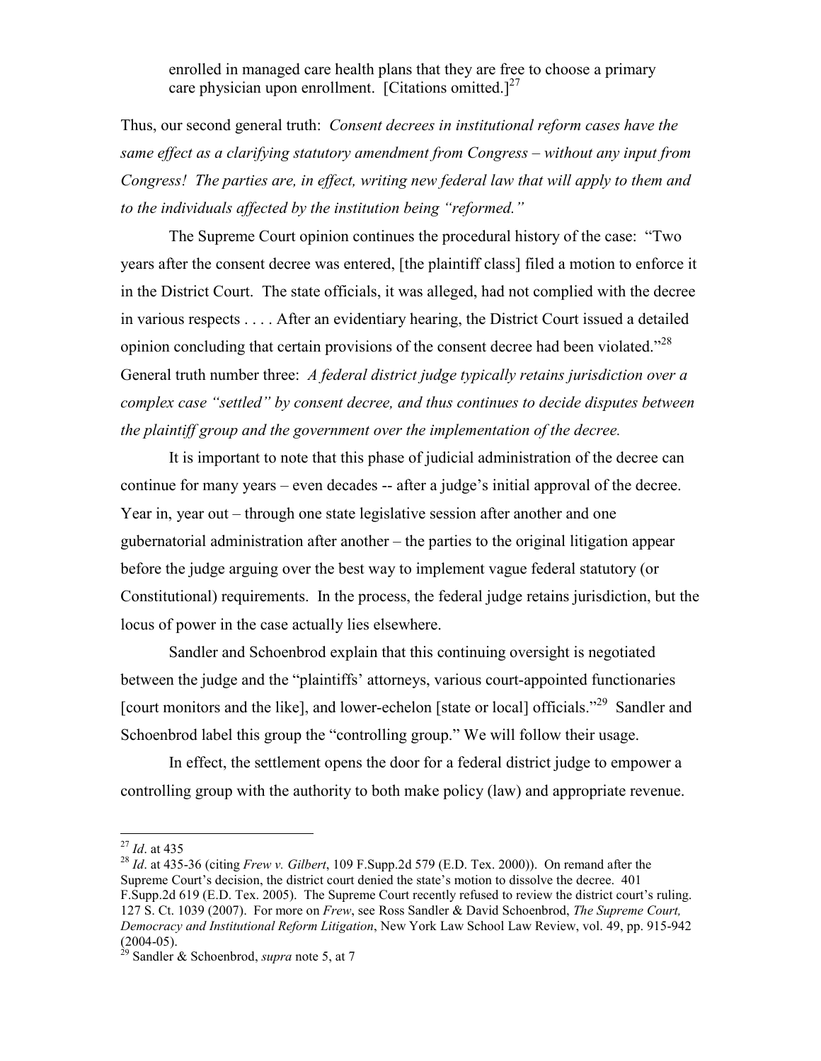> enrolled in managed care health plans that they are free to choose a primary care physician upon enrollment. [Citations omitted.][27]

Thus, our second general truth: *Consent decrees in institutional reform cases have the same effect as a clarifying statutory amendment from Congress – without any input from Congress! The parties are, in effect, writing new federal law that will apply to them and to the individuals affected by the institution being "reformed."*

The Supreme Court opinion continues the procedural history of the case: "Two years after the consent decree was entered, [the plaintiff class] filed a motion to enforce it in the District Court. The state officials, it was alleged, had not complied with the decree in various respects . . . . After an evidentiary hearing, the District Court issued a detailed opinion concluding that certain provisions of the consent decree had been violated."[28] General truth number three: *A federal district judge typically retains jurisdiction over a complex case "settled" by consent decree, and thus continues to decide disputes between the plaintiff group and the government over the implementation of the decree.*

It is important to note that this phase of judicial administration of the decree can continue for many years – even decades -- after a judge's initial approval of the decree. Year in, year out – through one state legislative session after another and one gubernatorial administration after another – the parties to the original litigation appear before the judge arguing over the best way to implement vague federal statutory (or Constitutional) requirements. In the process, the federal judge retains jurisdiction, but the locus of power in the case actually lies elsewhere.

Sandler and Schoenbrod explain that this continuing oversight is negotiated between the judge and the "plaintiffs' attorneys, various court-appointed functionaries [court monitors and the like], and lower-echelon [state or local] officials."[29] Sandler and Schoenbrod label this group the "controlling group." We will follow their usage.

In effect, the settlement opens the door for a federal district judge to empower a controlling group with the authority to both make policy (law) and appropriate revenue.

---

[27] *Id*. at 435

[28] *Id*. at 435-36 (citing *Frew v. Gilbert*, 109 F.Supp.2d 579 (E.D. Tex. 2000)). On remand after the Supreme Court's decision, the district court denied the state's motion to dissolve the decree. 401 F.Supp.2d 619 (E.D. Tex. 2005). The Supreme Court recently refused to review the district court's ruling. 127 S. Ct. 1039 (2007). For more on *Frew*, see Ross Sandler & David Schoenbrod, *The Supreme Court, Democracy and Institutional Reform Litigation*, New York Law School Law Review, vol. 49, pp. 915-942 (2004-05).

[29] Sandler & Schoenbrod, *supra* note 5, at 7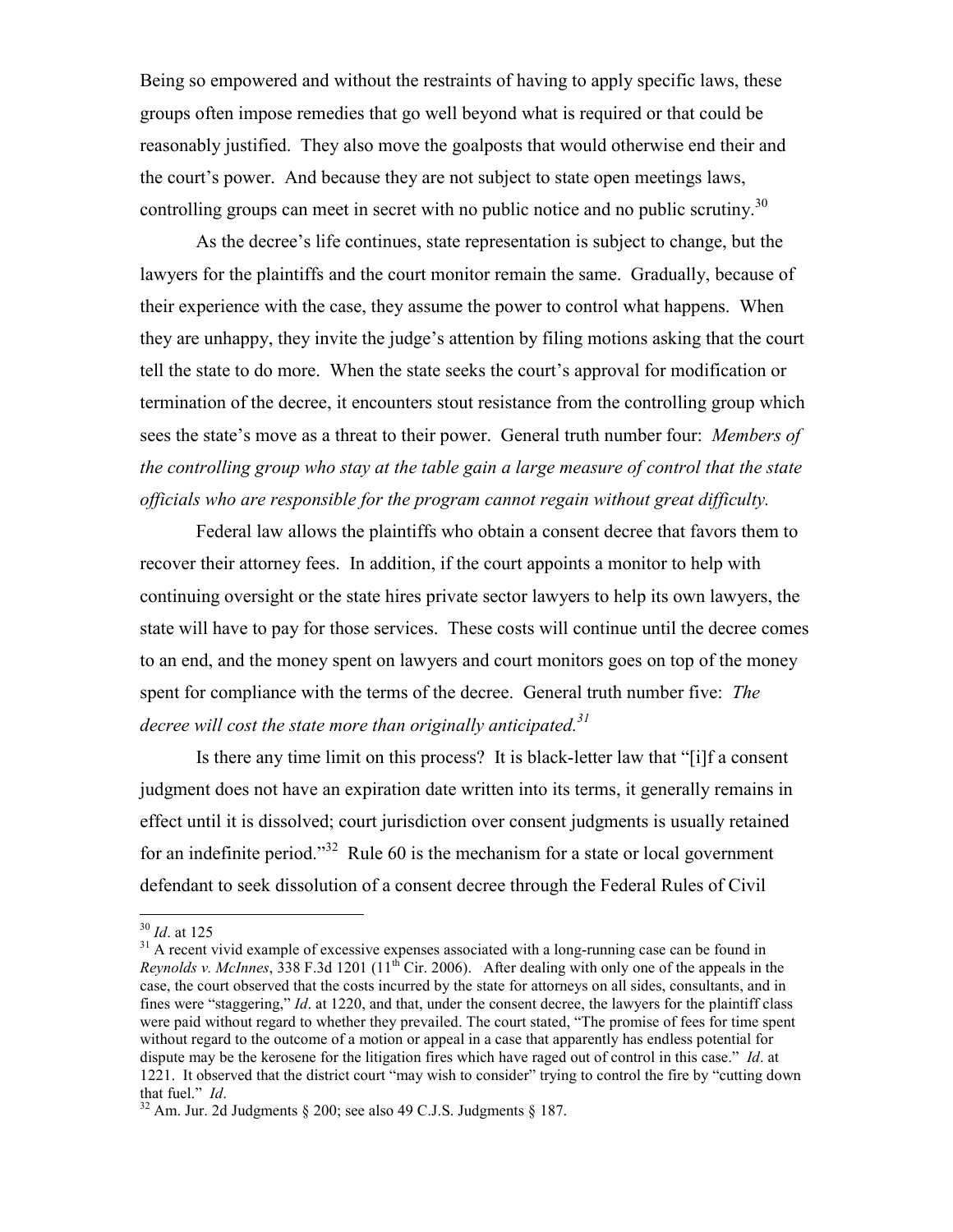Being so empowered and without the restraints of having to apply specific laws, these groups often impose remedies that go well beyond what is required or that could be reasonably justified. They also move the goalposts that would otherwise end their and the court's power. And because they are not subject to state open meetings laws, controlling groups can meet in secret with no public notice and no public scrutiny.[30]

As the decree's life continues, state representation is subject to change, but the lawyers for the plaintiffs and the court monitor remain the same. Gradually, because of their experience with the case, they assume the power to control what happens. When they are unhappy, they invite the judge's attention by filing motions asking that the court tell the state to do more. When the state seeks the court's approval for modification or termination of the decree, it encounters stout resistance from the controlling group which sees the state's move as a threat to their power. General truth number four: *Members of the controlling group who stay at the table gain a large measure of control that the state officials who are responsible for the program cannot regain without great difficulty.*

Federal law allows the plaintiffs who obtain a consent decree that favors them to recover their attorney fees. In addition, if the court appoints a monitor to help with continuing oversight or the state hires private sector lawyers to help its own lawyers, the state will have to pay for those services. These costs will continue until the decree comes to an end, and the money spent on lawyers and court monitors goes on top of the money spent for compliance with the terms of the decree. General truth number five: *The decree will cost the state more than originally anticipated.*[31]

Is there any time limit on this process? It is black-letter law that "[i]f a consent judgment does not have an expiration date written into its terms, it generally remains in effect until it is dissolved; court jurisdiction over consent judgments is usually retained for an indefinite period."[32] Rule 60 is the mechanism for a state or local government defendant to seek dissolution of a consent decree through the Federal Rules of Civil

---

[30] *Id*. at 125

[31] A recent vivid example of excessive expenses associated with a long-running case can be found in *Reynolds v. McInnes*, 338 F.3d 1201 (11th Cir. 2006). After dealing with only one of the appeals in the case, the court observed that the costs incurred by the state for attorneys on all sides, consultants, and in fines were "staggering," *Id*. at 1220, and that, under the consent decree, the lawyers for the plaintiff class were paid without regard to whether they prevailed. The court stated, "The promise of fees for time spent without regard to the outcome of a motion or appeal in a case that apparently has endless potential for dispute may be the kerosene for the litigation fires which have raged out of control in this case." *Id*. at 1221. It observed that the district court "may wish to consider" trying to control the fire by "cutting down that fuel." *Id*.

[32] Am. Jur. 2d Judgments § 200; see also 49 C.J.S. Judgments § 187.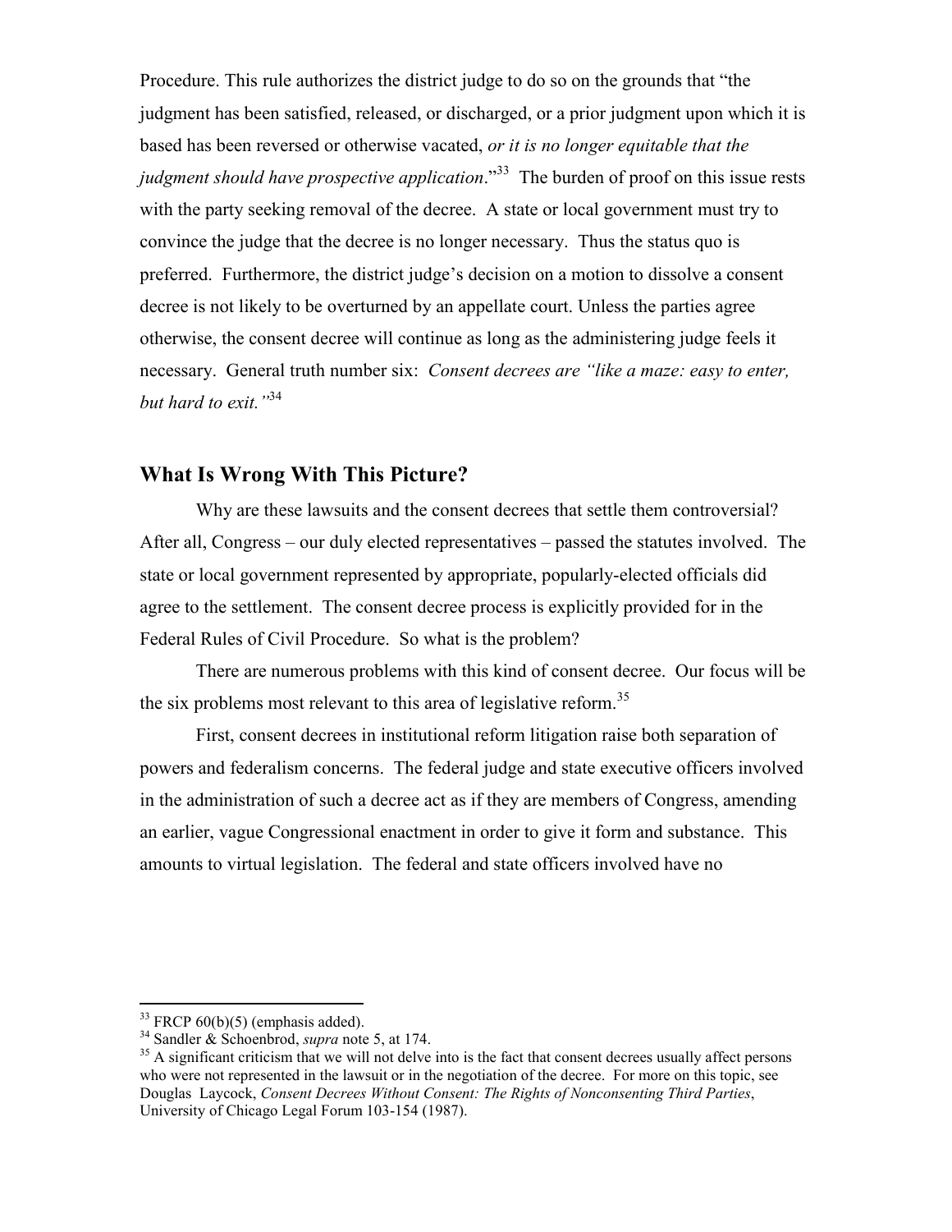Procedure. This rule authorizes the district judge to do so on the grounds that "the judgment has been satisfied, released, or discharged, or a prior judgment upon which it is based has been reversed or otherwise vacated, *or it is no longer equitable that the judgment should have prospective application*."[33] The burden of proof on this issue rests with the party seeking removal of the decree. A state or local government must try to convince the judge that the decree is no longer necessary. Thus the status quo is preferred. Furthermore, the district judge's decision on a motion to dissolve a consent decree is not likely to be overturned by an appellate court. Unless the parties agree otherwise, the consent decree will continue as long as the administering judge feels it necessary. General truth number six: *Consent decrees are "like a maze: easy to enter, but hard to exit."*[34]

## What Is Wrong With This Picture?

Why are these lawsuits and the consent decrees that settle them controversial? After all, Congress – our duly elected representatives – passed the statutes involved. The state or local government represented by appropriate, popularly-elected officials did agree to the settlement. The consent decree process is explicitly provided for in the Federal Rules of Civil Procedure. So what is the problem?

There are numerous problems with this kind of consent decree. Our focus will be the six problems most relevant to this area of legislative reform.[35]

First, consent decrees in institutional reform litigation raise both separation of powers and federalism concerns. The federal judge and state executive officers involved in the administration of such a decree act as if they are members of Congress, amending an earlier, vague Congressional enactment in order to give it form and substance. This amounts to virtual legislation. The federal and state officers involved have no

---

[33] FRCP 60(b)(5) (emphasis added).

[34] Sandler & Schoenbrod, *supra* note 5, at 174.

[35] A significant criticism that we will not delve into is the fact that consent decrees usually affect persons who were not represented in the lawsuit or in the negotiation of the decree. For more on this topic, see Douglas Laycock, *Consent Decrees Without Consent: The Rights of Nonconsenting Third Parties*, University of Chicago Legal Forum 103-154 (1987).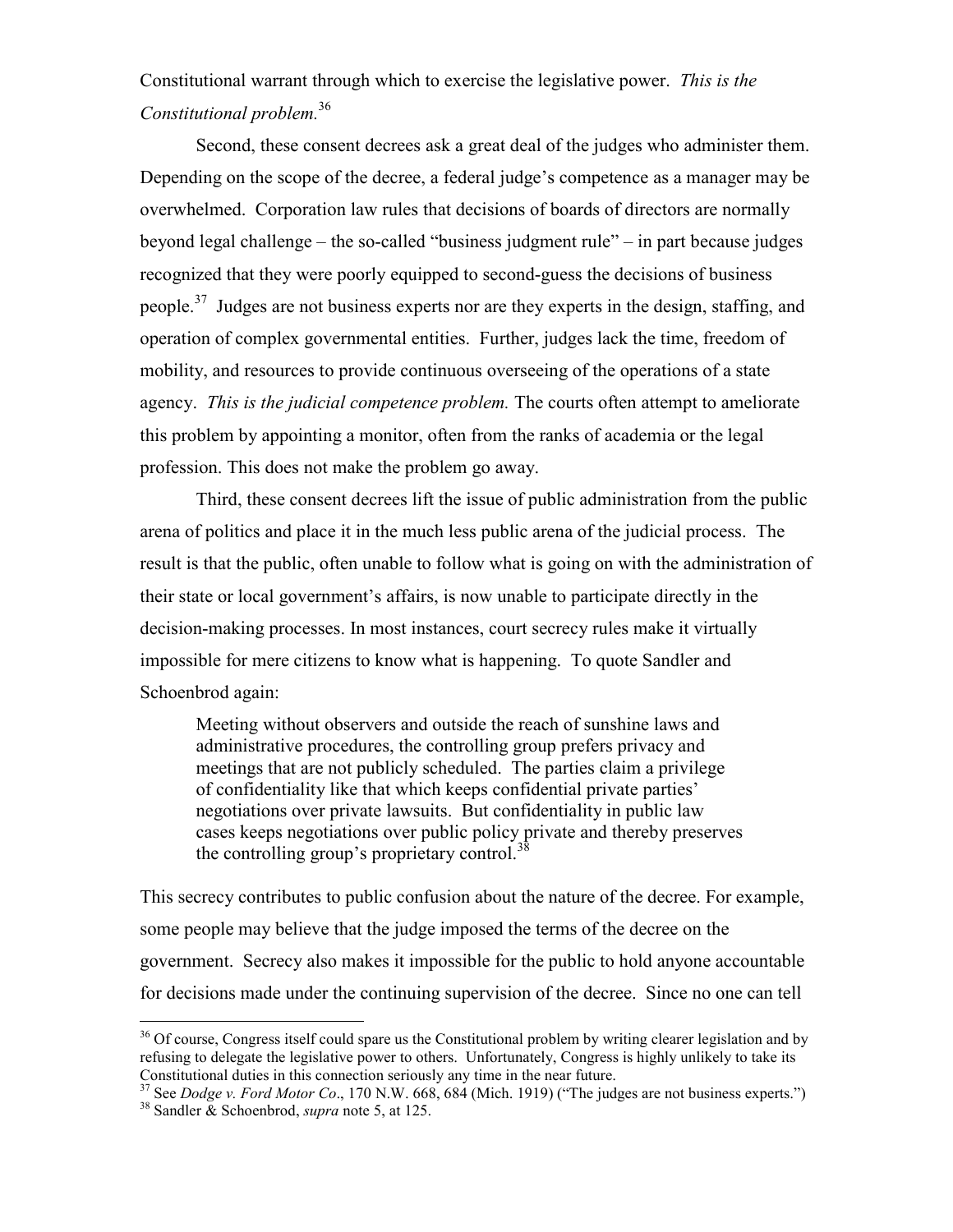Constitutional warrant through which to exercise the legislative power. *This is the Constitutional problem.*[36]

Second, these consent decrees ask a great deal of the judges who administer them. Depending on the scope of the decree, a federal judge's competence as a manager may be overwhelmed. Corporation law rules that decisions of boards of directors are normally beyond legal challenge – the so-called "business judgment rule" – in part because judges recognized that they were poorly equipped to second-guess the decisions of business people.[37] Judges are not business experts nor are they experts in the design, staffing, and operation of complex governmental entities. Further, judges lack the time, freedom of mobility, and resources to provide continuous overseeing of the operations of a state agency. *This is the judicial competence problem.* The courts often attempt to ameliorate this problem by appointing a monitor, often from the ranks of academia or the legal profession. This does not make the problem go away.

Third, these consent decrees lift the issue of public administration from the public arena of politics and place it in the much less public arena of the judicial process. The result is that the public, often unable to follow what is going on with the administration of their state or local government's affairs, is now unable to participate directly in the decision-making processes. In most instances, court secrecy rules make it virtually impossible for mere citizens to know what is happening. To quote Sandler and Schoenbrod again:

> Meeting without observers and outside the reach of sunshine laws and administrative procedures, the controlling group prefers privacy and meetings that are not publicly scheduled. The parties claim a privilege of confidentiality like that which keeps confidential private parties' negotiations over private lawsuits. But confidentiality in public law cases keeps negotiations over public policy private and thereby preserves the controlling group's proprietary control.[38]

This secrecy contributes to public confusion about the nature of the decree. For example, some people may believe that the judge imposed the terms of the decree on the government. Secrecy also makes it impossible for the public to hold anyone accountable for decisions made under the continuing supervision of the decree. Since no one can tell

---

[36] Of course, Congress itself could spare us the Constitutional problem by writing clearer legislation and by refusing to delegate the legislative power to others. Unfortunately, Congress is highly unlikely to take its Constitutional duties in this connection seriously any time in the near future.

[37] See *Dodge v. Ford Motor Co*., 170 N.W. 668, 684 (Mich. 1919) ("The judges are not business experts.")

[38] Sandler & Schoenbrod, *supra* note 5, at 125.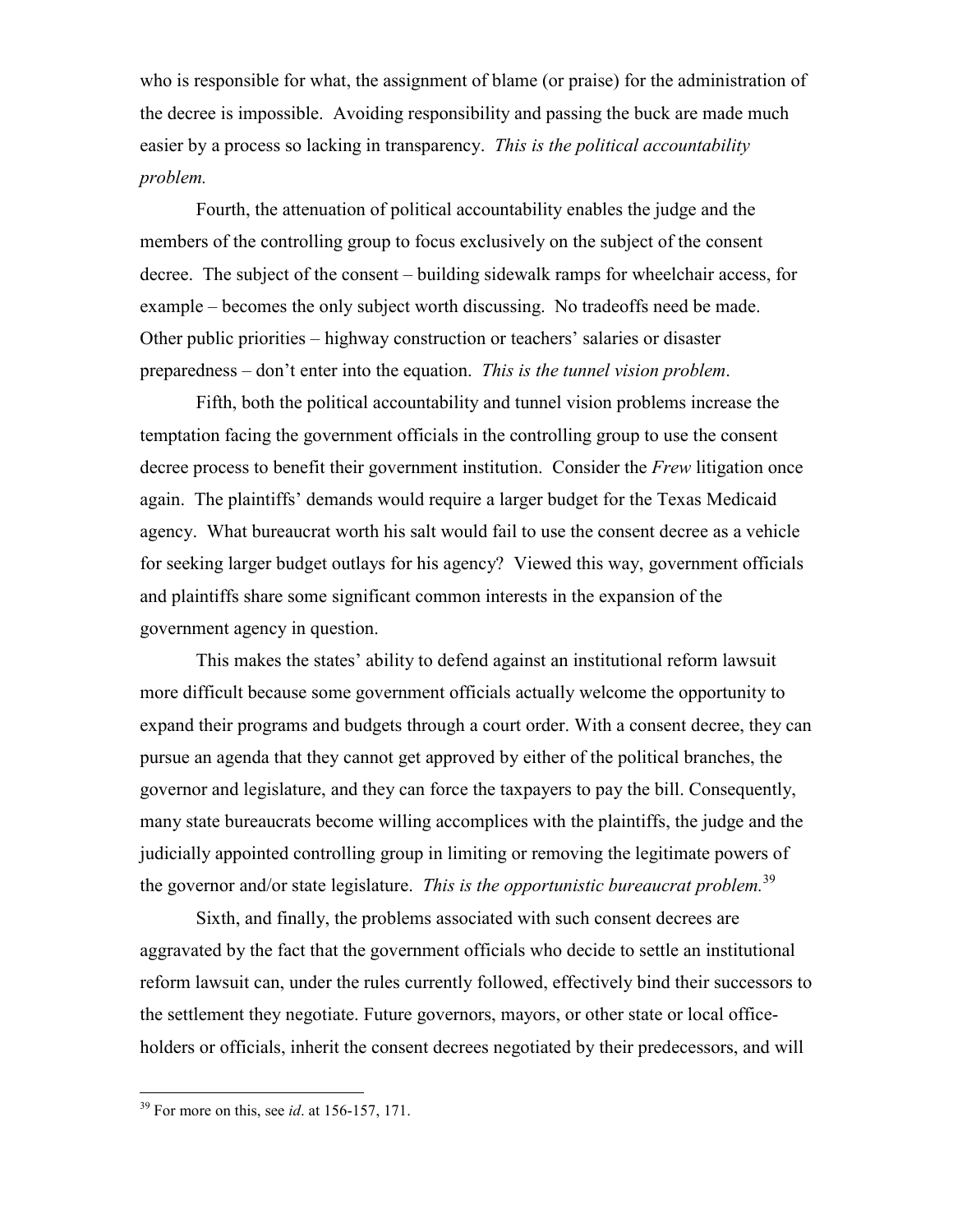who is responsible for what, the assignment of blame (or praise) for the administration of the decree is impossible. Avoiding responsibility and passing the buck are made much easier by a process so lacking in transparency. *This is the political accountability problem.*

Fourth, the attenuation of political accountability enables the judge and the members of the controlling group to focus exclusively on the subject of the consent decree. The subject of the consent – building sidewalk ramps for wheelchair access, for example – becomes the only subject worth discussing. No tradeoffs need be made. Other public priorities – highway construction or teachers' salaries or disaster preparedness – don't enter into the equation. *This is the tunnel vision problem*.

Fifth, both the political accountability and tunnel vision problems increase the temptation facing the government officials in the controlling group to use the consent decree process to benefit their government institution. Consider the *Frew* litigation once again. The plaintiffs' demands would require a larger budget for the Texas Medicaid agency. What bureaucrat worth his salt would fail to use the consent decree as a vehicle for seeking larger budget outlays for his agency? Viewed this way, government officials and plaintiffs share some significant common interests in the expansion of the government agency in question.

This makes the states' ability to defend against an institutional reform lawsuit more difficult because some government officials actually welcome the opportunity to expand their programs and budgets through a court order. With a consent decree, they can pursue an agenda that they cannot get approved by either of the political branches, the governor and legislature, and they can force the taxpayers to pay the bill. Consequently, many state bureaucrats become willing accomplices with the plaintiffs, the judge and the judicially appointed controlling group in limiting or removing the legitimate powers of the governor and/or state legislature. *This is the opportunistic bureaucrat problem.*[39]

Sixth, and finally, the problems associated with such consent decrees are aggravated by the fact that the government officials who decide to settle an institutional reform lawsuit can, under the rules currently followed, effectively bind their successors to the settlement they negotiate. Future governors, mayors, or other state or local office-holders or officials, inherit the consent decrees negotiated by their predecessors, and will

[39] For more on this, see *id*. at 156-157, 171.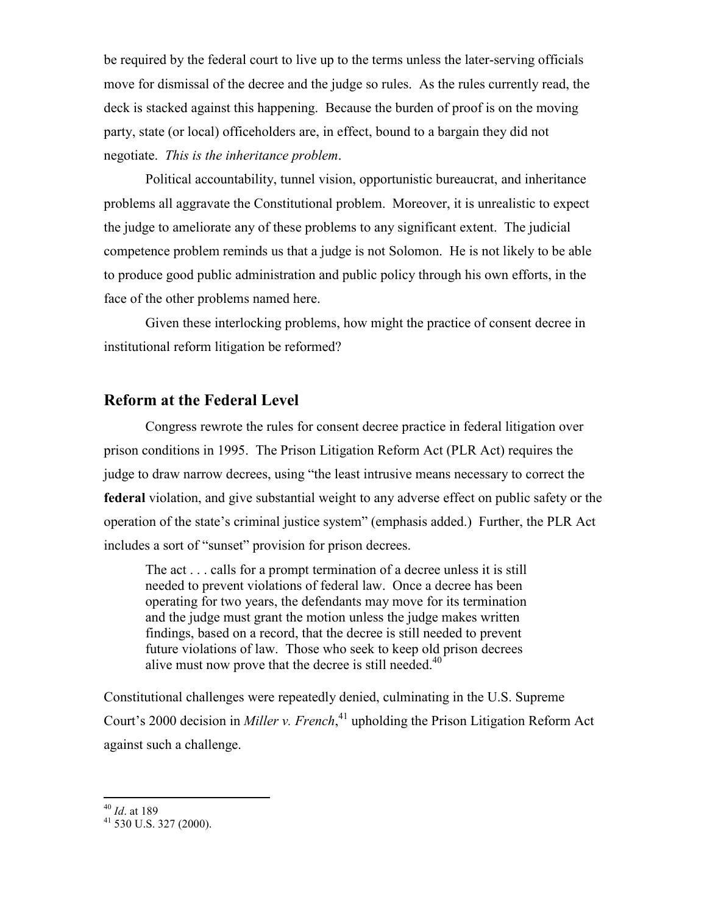be required by the federal court to live up to the terms unless the later-serving officials move for dismissal of the decree and the judge so rules. As the rules currently read, the deck is stacked against this happening. Because the burden of proof is on the moving party, state (or local) officeholders are, in effect, bound to a bargain they did not negotiate. *This is the inheritance problem*.

Political accountability, tunnel vision, opportunistic bureaucrat, and inheritance problems all aggravate the Constitutional problem. Moreover, it is unrealistic to expect the judge to ameliorate any of these problems to any significant extent. The judicial competence problem reminds us that a judge is not Solomon. He is not likely to be able to produce good public administration and public policy through his own efforts, in the face of the other problems named here.

Given these interlocking problems, how might the practice of consent decree in institutional reform litigation be reformed?

## Reform at the Federal Level

Congress rewrote the rules for consent decree practice in federal litigation over prison conditions in 1995. The Prison Litigation Reform Act (PLR Act) requires the judge to draw narrow decrees, using "the least intrusive means necessary to correct the **federal** violation, and give substantial weight to any adverse effect on public safety or the operation of the state's criminal justice system" (emphasis added.) Further, the PLR Act includes a sort of "sunset" provision for prison decrees.

> The act . . . calls for a prompt termination of a decree unless it is still needed to prevent violations of federal law. Once a decree has been operating for two years, the defendants may move for its termination and the judge must grant the motion unless the judge makes written findings, based on a record, that the decree is still needed to prevent future violations of law. Those who seek to keep old prison decrees alive must now prove that the decree is still needed.[40]

Constitutional challenges were repeatedly denied, culminating in the U.S. Supreme Court's 2000 decision in *Miller v. French*,[41] upholding the Prison Litigation Reform Act against such a challenge.

---

[40] *Id*. at 189

[41] 530 U.S. 327 (2000).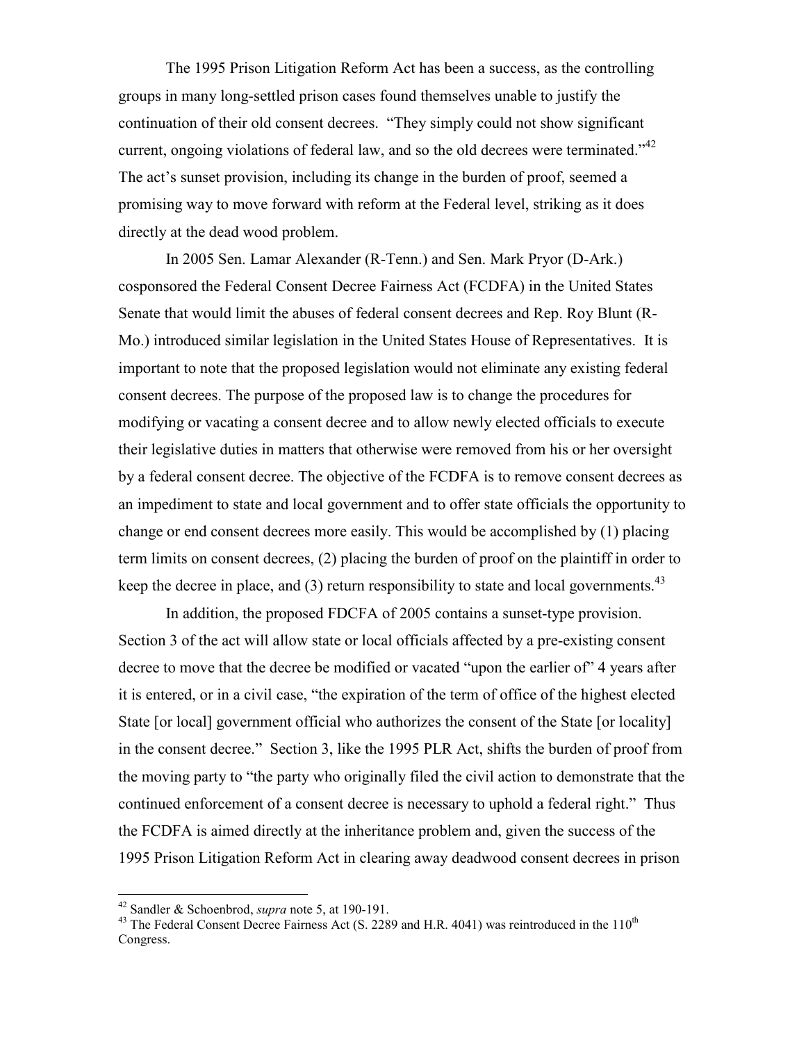The 1995 Prison Litigation Reform Act has been a success, as the controlling groups in many long-settled prison cases found themselves unable to justify the continuation of their old consent decrees. "They simply could not show significant current, ongoing violations of federal law, and so the old decrees were terminated."[42] The act's sunset provision, including its change in the burden of proof, seemed a promising way to move forward with reform at the Federal level, striking as it does directly at the dead wood problem.

In 2005 Sen. Lamar Alexander (R-Tenn.) and Sen. Mark Pryor (D-Ark.) cosponsored the Federal Consent Decree Fairness Act (FCDFA) in the United States Senate that would limit the abuses of federal consent decrees and Rep. Roy Blunt (R-Mo.) introduced similar legislation in the United States House of Representatives. It is important to note that the proposed legislation would not eliminate any existing federal consent decrees. The purpose of the proposed law is to change the procedures for modifying or vacating a consent decree and to allow newly elected officials to execute their legislative duties in matters that otherwise were removed from his or her oversight by a federal consent decree. The objective of the FCDFA is to remove consent decrees as an impediment to state and local government and to offer state officials the opportunity to change or end consent decrees more easily. This would be accomplished by (1) placing term limits on consent decrees, (2) placing the burden of proof on the plaintiff in order to keep the decree in place, and (3) return responsibility to state and local governments.[43]

In addition, the proposed FDCFA of 2005 contains a sunset-type provision. Section 3 of the act will allow state or local officials affected by a pre-existing consent decree to move that the decree be modified or vacated "upon the earlier of" 4 years after it is entered, or in a civil case, "the expiration of the term of office of the highest elected State [or local] government official who authorizes the consent of the State [or locality] in the consent decree." Section 3, like the 1995 PLR Act, shifts the burden of proof from the moving party to "the party who originally filed the civil action to demonstrate that the continued enforcement of a consent decree is necessary to uphold a federal right." Thus the FCDFA is aimed directly at the inheritance problem and, given the success of the 1995 Prison Litigation Reform Act in clearing away deadwood consent decrees in prison

---

[42] Sandler & Schoenbrod, *supra* note 5, at 190-191.

[43] The Federal Consent Decree Fairness Act (S. 2289 and H.R. 4041) was reintroduced in the 110th Congress.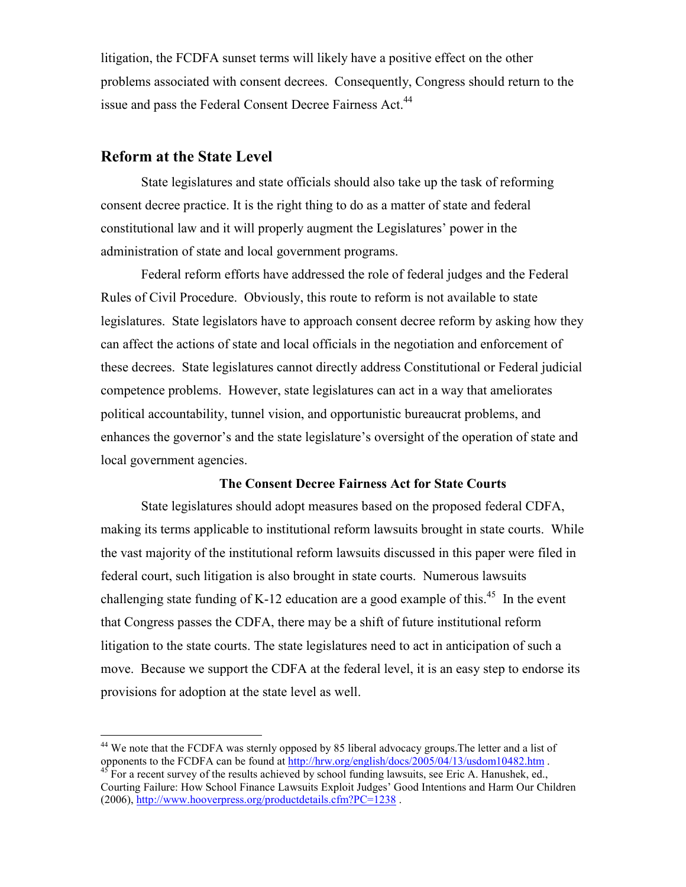litigation, the FCDFA sunset terms will likely have a positive effect on the other problems associated with consent decrees. Consequently, Congress should return to the issue and pass the Federal Consent Decree Fairness Act.[44]

## Reform at the State Level

State legislatures and state officials should also take up the task of reforming consent decree practice. It is the right thing to do as a matter of state and federal constitutional law and it will properly augment the Legislatures' power in the administration of state and local government programs.

Federal reform efforts have addressed the role of federal judges and the Federal Rules of Civil Procedure. Obviously, this route to reform is not available to state legislatures. State legislators have to approach consent decree reform by asking how they can affect the actions of state and local officials in the negotiation and enforcement of these decrees. State legislatures cannot directly address Constitutional or Federal judicial competence problems. However, state legislatures can act in a way that ameliorates political accountability, tunnel vision, and opportunistic bureaucrat problems, and enhances the governor's and the state legislature's oversight of the operation of state and local government agencies.

### The Consent Decree Fairness Act for State Courts

State legislatures should adopt measures based on the proposed federal CDFA, making its terms applicable to institutional reform lawsuits brought in state courts. While the vast majority of the institutional reform lawsuits discussed in this paper were filed in federal court, such litigation is also brought in state courts. Numerous lawsuits challenging state funding of K-12 education are a good example of this.[45] In the event that Congress passes the CDFA, there may be a shift of future institutional reform litigation to the state courts. The state legislatures need to act in anticipation of such a move. Because we support the CDFA at the federal level, it is an easy step to endorse its provisions for adoption at the state level as well.

---

[44] We note that the FCDFA was sternly opposed by 85 liberal advocacy groups.The letter and a list of opponents to the FCDFA can be found at http://hrw.org/english/docs/2005/04/13/usdom10482.htm .

[45] For a recent survey of the results achieved by school funding lawsuits, see Eric A. Hanushek, ed., Courting Failure: How School Finance Lawsuits Exploit Judges' Good Intentions and Harm Our Children (2006), http://www.hooverpress.org/productdetails.cfm?PC=1238 .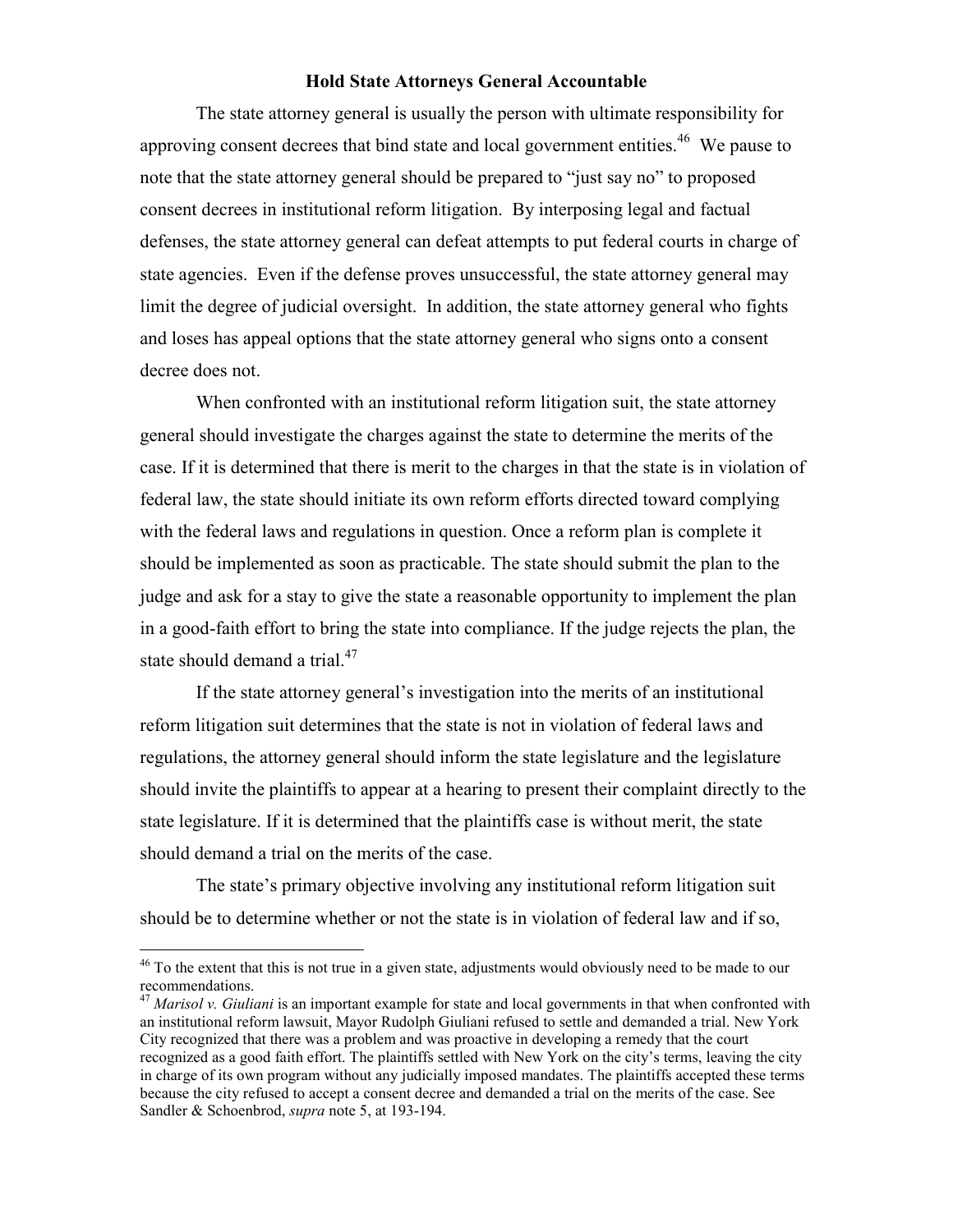## Hold State Attorneys General Accountable

The state attorney general is usually the person with ultimate responsibility for approving consent decrees that bind state and local government entities.[46] We pause to note that the state attorney general should be prepared to "just say no" to proposed consent decrees in institutional reform litigation. By interposing legal and factual defenses, the state attorney general can defeat attempts to put federal courts in charge of state agencies. Even if the defense proves unsuccessful, the state attorney general may limit the degree of judicial oversight. In addition, the state attorney general who fights and loses has appeal options that the state attorney general who signs onto a consent decree does not.

When confronted with an institutional reform litigation suit, the state attorney general should investigate the charges against the state to determine the merits of the case. If it is determined that there is merit to the charges in that the state is in violation of federal law, the state should initiate its own reform efforts directed toward complying with the federal laws and regulations in question. Once a reform plan is complete it should be implemented as soon as practicable. The state should submit the plan to the judge and ask for a stay to give the state a reasonable opportunity to implement the plan in a good-faith effort to bring the state into compliance. If the judge rejects the plan, the state should demand a trial.[47]

If the state attorney general's investigation into the merits of an institutional reform litigation suit determines that the state is not in violation of federal laws and regulations, the attorney general should inform the state legislature and the legislature should invite the plaintiffs to appear at a hearing to present their complaint directly to the state legislature. If it is determined that the plaintiffs case is without merit, the state should demand a trial on the merits of the case.

The state's primary objective involving any institutional reform litigation suit should be to determine whether or not the state is in violation of federal law and if so,

---

[46] To the extent that this is not true in a given state, adjustments would obviously need to be made to our recommendations.

[47] *Marisol v. Giuliani* is an important example for state and local governments in that when confronted with an institutional reform lawsuit, Mayor Rudolph Giuliani refused to settle and demanded a trial. New York City recognized that there was a problem and was proactive in developing a remedy that the court recognized as a good faith effort. The plaintiffs settled with New York on the city's terms, leaving the city in charge of its own program without any judicially imposed mandates. The plaintiffs accepted these terms because the city refused to accept a consent decree and demanded a trial on the merits of the case. See Sandler & Schoenbrod, *supra* note 5, at 193-194.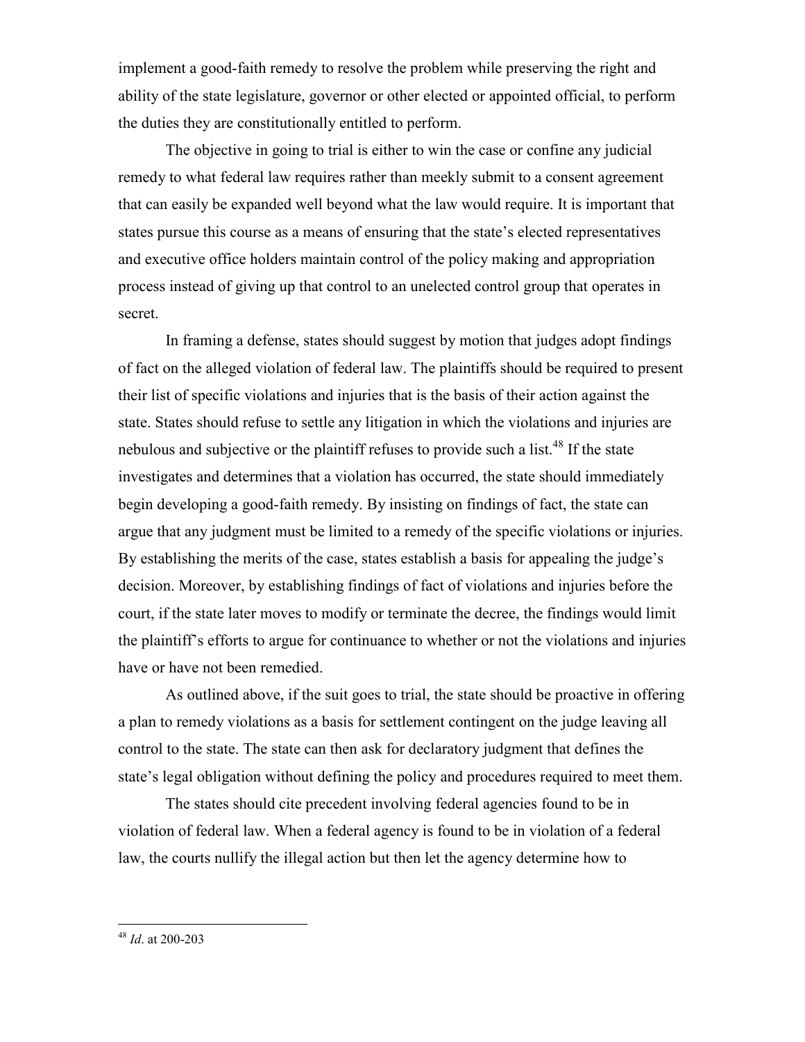implement a good-faith remedy to resolve the problem while preserving the right and ability of the state legislature, governor or other elected or appointed official, to perform the duties they are constitutionally entitled to perform.

The objective in going to trial is either to win the case or confine any judicial remedy to what federal law requires rather than meekly submit to a consent agreement that can easily be expanded well beyond what the law would require. It is important that states pursue this course as a means of ensuring that the state's elected representatives and executive office holders maintain control of the policy making and appropriation process instead of giving up that control to an unelected control group that operates in secret.

In framing a defense, states should suggest by motion that judges adopt findings of fact on the alleged violation of federal law. The plaintiffs should be required to present their list of specific violations and injuries that is the basis of their action against the state. States should refuse to settle any litigation in which the violations and injuries are nebulous and subjective or the plaintiff refuses to provide such a list.[48] If the state investigates and determines that a violation has occurred, the state should immediately begin developing a good-faith remedy. By insisting on findings of fact, the state can argue that any judgment must be limited to a remedy of the specific violations or injuries. By establishing the merits of the case, states establish a basis for appealing the judge's decision. Moreover, by establishing findings of fact of violations and injuries before the court, if the state later moves to modify or terminate the decree, the findings would limit the plaintiff's efforts to argue for continuance to whether or not the violations and injuries have or have not been remedied.

As outlined above, if the suit goes to trial, the state should be proactive in offering a plan to remedy violations as a basis for settlement contingent on the judge leaving all control to the state. The state can then ask for declaratory judgment that defines the state's legal obligation without defining the policy and procedures required to meet them.

The states should cite precedent involving federal agencies found to be in violation of federal law. When a federal agency is found to be in violation of a federal law, the courts nullify the illegal action but then let the agency determine how to

---

[48] *Id*. at 200-203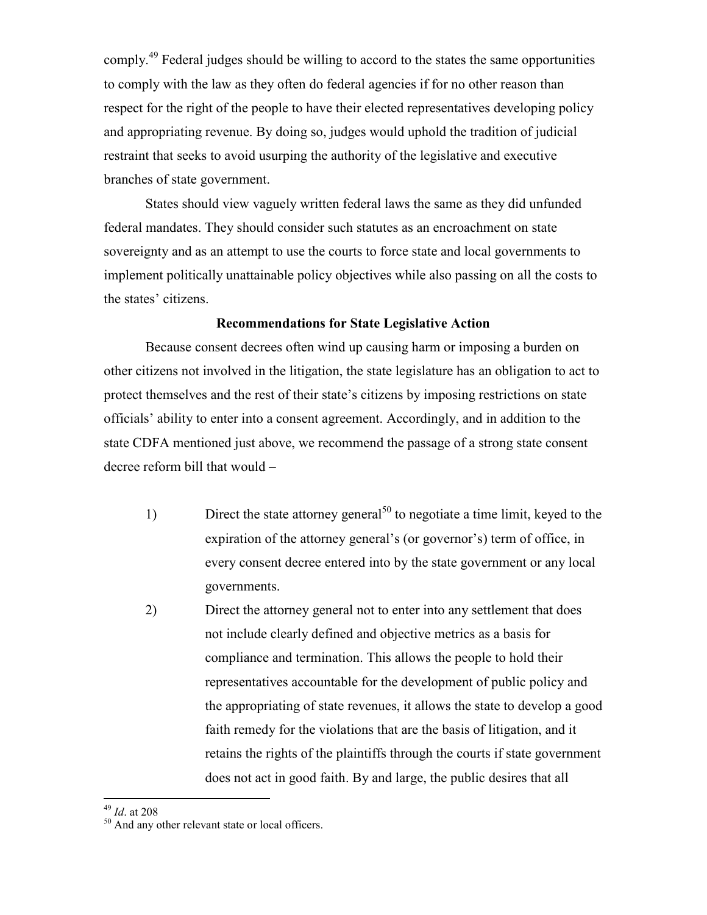comply.[49] Federal judges should be willing to accord to the states the same opportunities to comply with the law as they often do federal agencies if for no other reason than respect for the right of the people to have their elected representatives developing policy and appropriating revenue. By doing so, judges would uphold the tradition of judicial restraint that seeks to avoid usurping the authority of the legislative and executive branches of state government.

States should view vaguely written federal laws the same as they did unfunded federal mandates. They should consider such statutes as an encroachment on state sovereignty and as an attempt to use the courts to force state and local governments to implement politically unattainable policy objectives while also passing on all the costs to the states' citizens.

**Recommendations for State Legislative Action**

Because consent decrees often wind up causing harm or imposing a burden on other citizens not involved in the litigation, the state legislature has an obligation to act to protect themselves and the rest of their state's citizens by imposing restrictions on state officials' ability to enter into a consent agreement. Accordingly, and in addition to the state CDFA mentioned just above, we recommend the passage of a strong state consent decree reform bill that would –

1) Direct the state attorney general[50] to negotiate a time limit, keyed to the expiration of the attorney general's (or governor's) term of office, in every consent decree entered into by the state government or any local governments.

2) Direct the attorney general not to enter into any settlement that does not include clearly defined and objective metrics as a basis for compliance and termination. This allows the people to hold their representatives accountable for the development of public policy and the appropriating of state revenues, it allows the state to develop a good faith remedy for the violations that are the basis of litigation, and it retains the rights of the plaintiffs through the courts if state government does not act in good faith. By and large, the public desires that all

[49] *Id*. at 208

[50] And any other relevant state or local officers.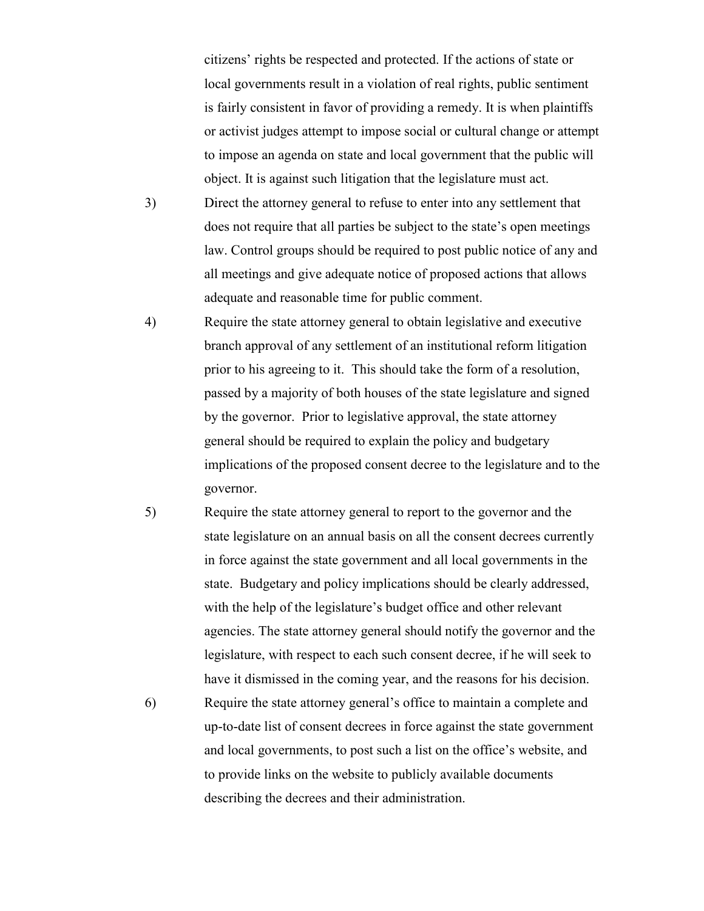citizens' rights be respected and protected. If the actions of state or local governments result in a violation of real rights, public sentiment is fairly consistent in favor of providing a remedy. It is when plaintiffs or activist judges attempt to impose social or cultural change or attempt to impose an agenda on state and local government that the public will object. It is against such litigation that the legislature must act.

3) Direct the attorney general to refuse to enter into any settlement that does not require that all parties be subject to the state's open meetings law. Control groups should be required to post public notice of any and all meetings and give adequate notice of proposed actions that allows adequate and reasonable time for public comment.

4) Require the state attorney general to obtain legislative and executive branch approval of any settlement of an institutional reform litigation prior to his agreeing to it. This should take the form of a resolution, passed by a majority of both houses of the state legislature and signed by the governor. Prior to legislative approval, the state attorney general should be required to explain the policy and budgetary implications of the proposed consent decree to the legislature and to the governor.

5) Require the state attorney general to report to the governor and the state legislature on an annual basis on all the consent decrees currently in force against the state government and all local governments in the state. Budgetary and policy implications should be clearly addressed, with the help of the legislature's budget office and other relevant agencies. The state attorney general should notify the governor and the legislature, with respect to each such consent decree, if he will seek to have it dismissed in the coming year, and the reasons for his decision.

6) Require the state attorney general's office to maintain a complete and up-to-date list of consent decrees in force against the state government and local governments, to post such a list on the office's website, and to provide links on the website to publicly available documents describing the decrees and their administration.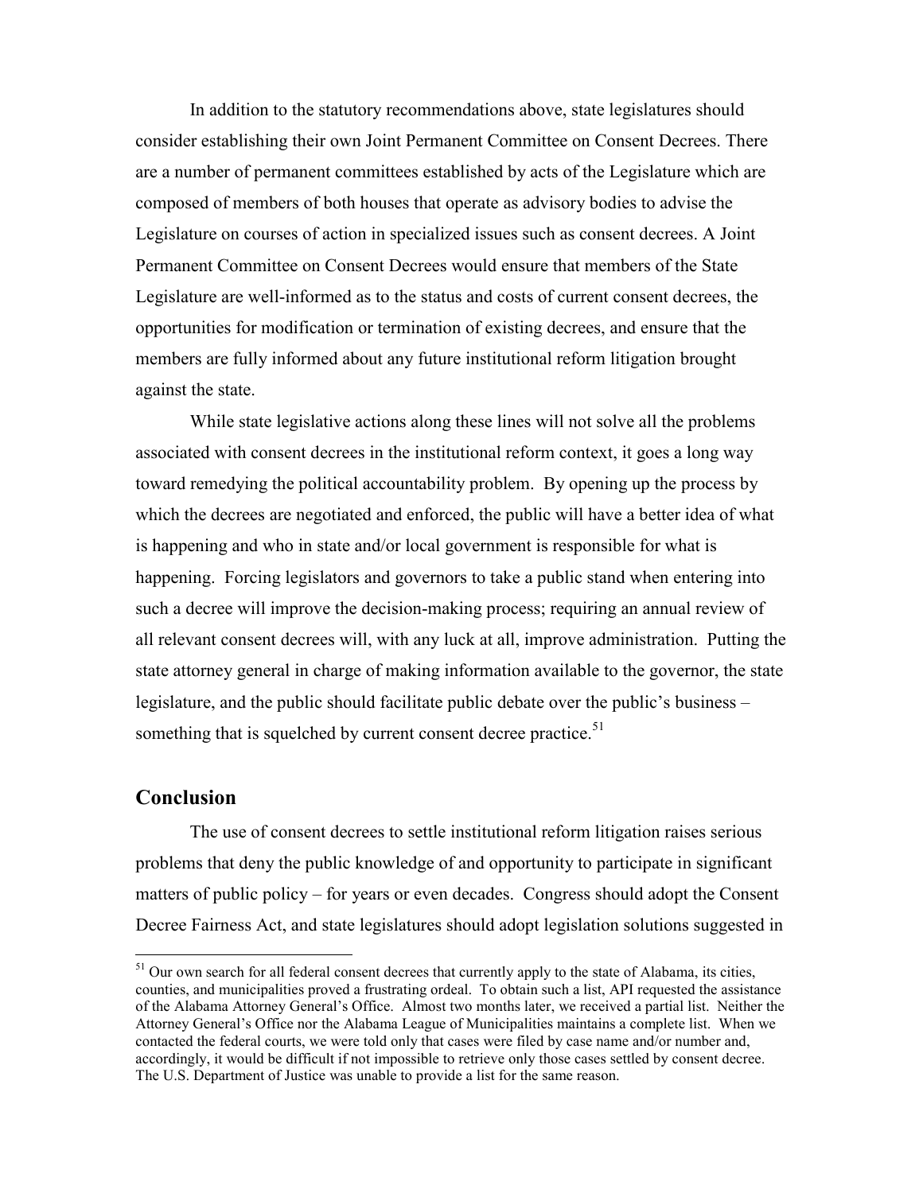In addition to the statutory recommendations above, state legislatures should consider establishing their own Joint Permanent Committee on Consent Decrees. There are a number of permanent committees established by acts of the Legislature which are composed of members of both houses that operate as advisory bodies to advise the Legislature on courses of action in specialized issues such as consent decrees. A Joint Permanent Committee on Consent Decrees would ensure that members of the State Legislature are well-informed as to the status and costs of current consent decrees, the opportunities for modification or termination of existing decrees, and ensure that the members are fully informed about any future institutional reform litigation brought against the state.

While state legislative actions along these lines will not solve all the problems associated with consent decrees in the institutional reform context, it goes a long way toward remedying the political accountability problem. By opening up the process by which the decrees are negotiated and enforced, the public will have a better idea of what is happening and who in state and/or local government is responsible for what is happening. Forcing legislators and governors to take a public stand when entering into such a decree will improve the decision-making process; requiring an annual review of all relevant consent decrees will, with any luck at all, improve administration. Putting the state attorney general in charge of making information available to the governor, the state legislature, and the public should facilitate public debate over the public's business – something that is squelched by current consent decree practice.[51]

## Conclusion

The use of consent decrees to settle institutional reform litigation raises serious problems that deny the public knowledge of and opportunity to participate in significant matters of public policy – for years or even decades. Congress should adopt the Consent Decree Fairness Act, and state legislatures should adopt legislation solutions suggested in

[51] Our own search for all federal consent decrees that currently apply to the state of Alabama, its cities, counties, and municipalities proved a frustrating ordeal. To obtain such a list, API requested the assistance of the Alabama Attorney General's Office. Almost two months later, we received a partial list. Neither the Attorney General's Office nor the Alabama League of Municipalities maintains a complete list. When we contacted the federal courts, we were told only that cases were filed by case name and/or number and, accordingly, it would be difficult if not impossible to retrieve only those cases settled by consent decree. The U.S. Department of Justice was unable to provide a list for the same reason.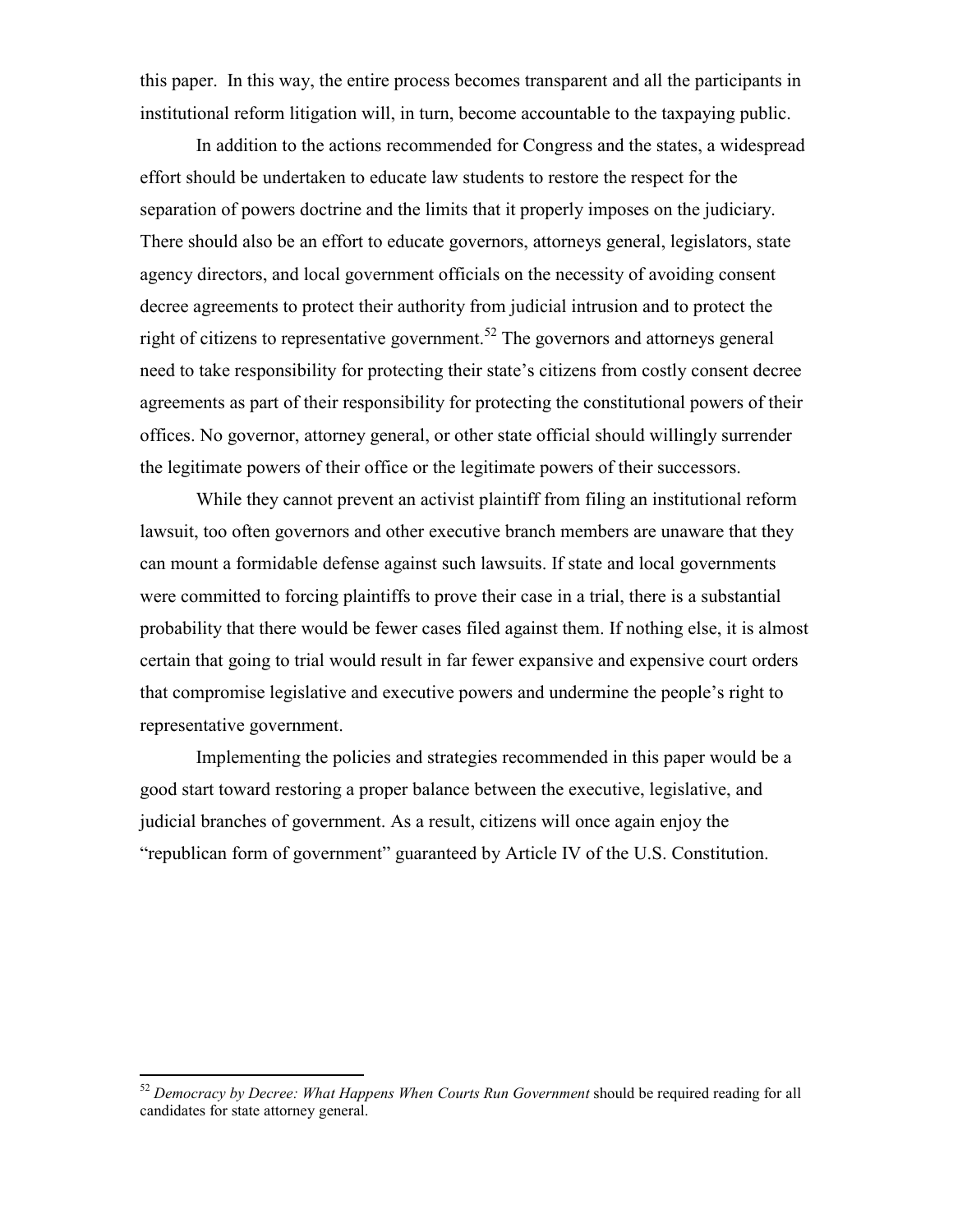this paper. In this way, the entire process becomes transparent and all the participants in institutional reform litigation will, in turn, become accountable to the taxpaying public.

In addition to the actions recommended for Congress and the states, a widespread effort should be undertaken to educate law students to restore the respect for the separation of powers doctrine and the limits that it properly imposes on the judiciary. There should also be an effort to educate governors, attorneys general, legislators, state agency directors, and local government officials on the necessity of avoiding consent decree agreements to protect their authority from judicial intrusion and to protect the right of citizens to representative government.[52] The governors and attorneys general need to take responsibility for protecting their state's citizens from costly consent decree agreements as part of their responsibility for protecting the constitutional powers of their offices. No governor, attorney general, or other state official should willingly surrender the legitimate powers of their office or the legitimate powers of their successors.

While they cannot prevent an activist plaintiff from filing an institutional reform lawsuit, too often governors and other executive branch members are unaware that they can mount a formidable defense against such lawsuits. If state and local governments were committed to forcing plaintiffs to prove their case in a trial, there is a substantial probability that there would be fewer cases filed against them. If nothing else, it is almost certain that going to trial would result in far fewer expansive and expensive court orders that compromise legislative and executive powers and undermine the people's right to representative government.

Implementing the policies and strategies recommended in this paper would be a good start toward restoring a proper balance between the executive, legislative, and judicial branches of government. As a result, citizens will once again enjoy the "republican form of government" guaranteed by Article IV of the U.S. Constitution.

---

[52] *Democracy by Decree: What Happens When Courts Run Government* should be required reading for all candidates for state attorney general.